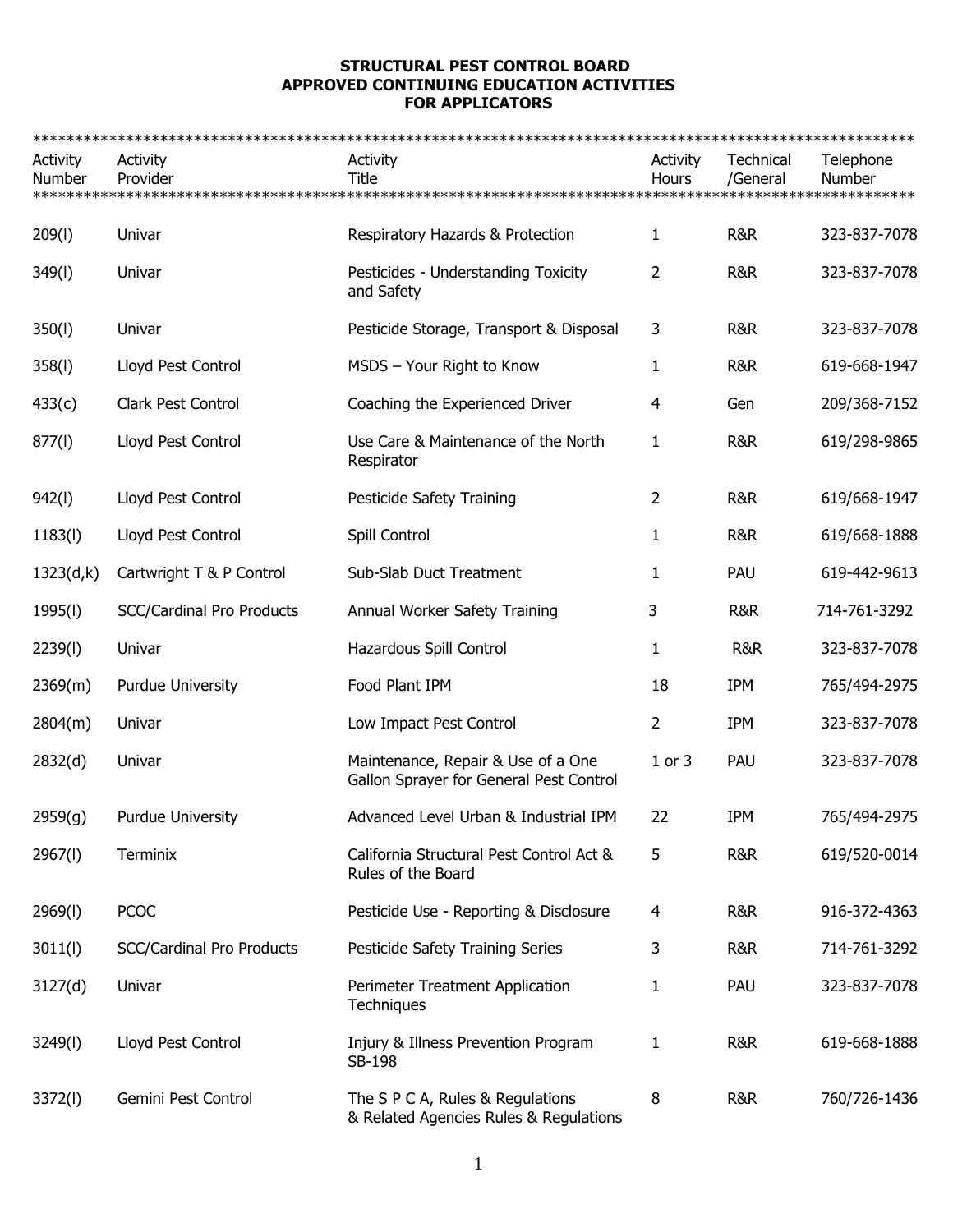**STRUCTURAL PEST CONTROL BOARD**
**APPROVED CONTINUING EDUCATION ACTIVITIES**
**FOR APPLICATORS**

| Activity Number | Activity Provider | Activity Title | Activity Hours | Technical /General | Telephone Number |
|---|---|---|---|---|---|
| 209(l) | Univar | Respiratory Hazards & Protection | 1 | R&R | 323-837-7078 |
| 349(l) | Univar | Pesticides - Understanding Toxicity and Safety | 2 | R&R | 323-837-7078 |
| 350(l) | Univar | Pesticide Storage, Transport & Disposal | 3 | R&R | 323-837-7078 |
| 358(l) | Lloyd Pest Control | MSDS – Your Right to Know | 1 | R&R | 619-668-1947 |
| 433(c) | Clark Pest Control | Coaching the Experienced Driver | 4 | Gen | 209/368-7152 |
| 877(l) | Lloyd Pest Control | Use Care & Maintenance of the North Respirator | 1 | R&R | 619/298-9865 |
| 942(l) | Lloyd Pest Control | Pesticide Safety Training | 2 | R&R | 619/668-1947 |
| 1183(l) | Lloyd Pest Control | Spill Control | 1 | R&R | 619/668-1888 |
| 1323(d,k) | Cartwright T & P Control | Sub-Slab Duct Treatment | 1 | PAU | 619-442-9613 |
| 1995(l) | SCC/Cardinal Pro Products | Annual Worker Safety Training | 3 | R&R | 714-761-3292 |
| 2239(l) | Univar | Hazardous Spill Control | 1 | R&R | 323-837-7078 |
| 2369(m) | Purdue University | Food Plant IPM | 18 | IPM | 765/494-2975 |
| 2804(m) | Univar | Low Impact Pest Control | 2 | IPM | 323-837-7078 |
| 2832(d) | Univar | Maintenance, Repair & Use of a One Gallon Sprayer for General Pest Control | 1 or 3 | PAU | 323-837-7078 |
| 2959(g) | Purdue University | Advanced Level Urban & Industrial IPM | 22 | IPM | 765/494-2975 |
| 2967(l) | Terminix | California Structural Pest Control Act & Rules of the Board | 5 | R&R | 619/520-0014 |
| 2969(l) | PCOC | Pesticide Use - Reporting & Disclosure | 4 | R&R | 916-372-4363 |
| 3011(l) | SCC/Cardinal Pro Products | Pesticide Safety Training Series | 3 | R&R | 714-761-3292 |
| 3127(d) | Univar | Perimeter Treatment Application Techniques | 1 | PAU | 323-837-7078 |
| 3249(l) | Lloyd Pest Control | Injury & Illness Prevention Program SB-198 | 1 | R&R | 619-668-1888 |
| 3372(l) | Gemini Pest Control | The S P C A, Rules & Regulations & Related Agencies Rules & Regulations | 8 | R&R | 760/726-1436 |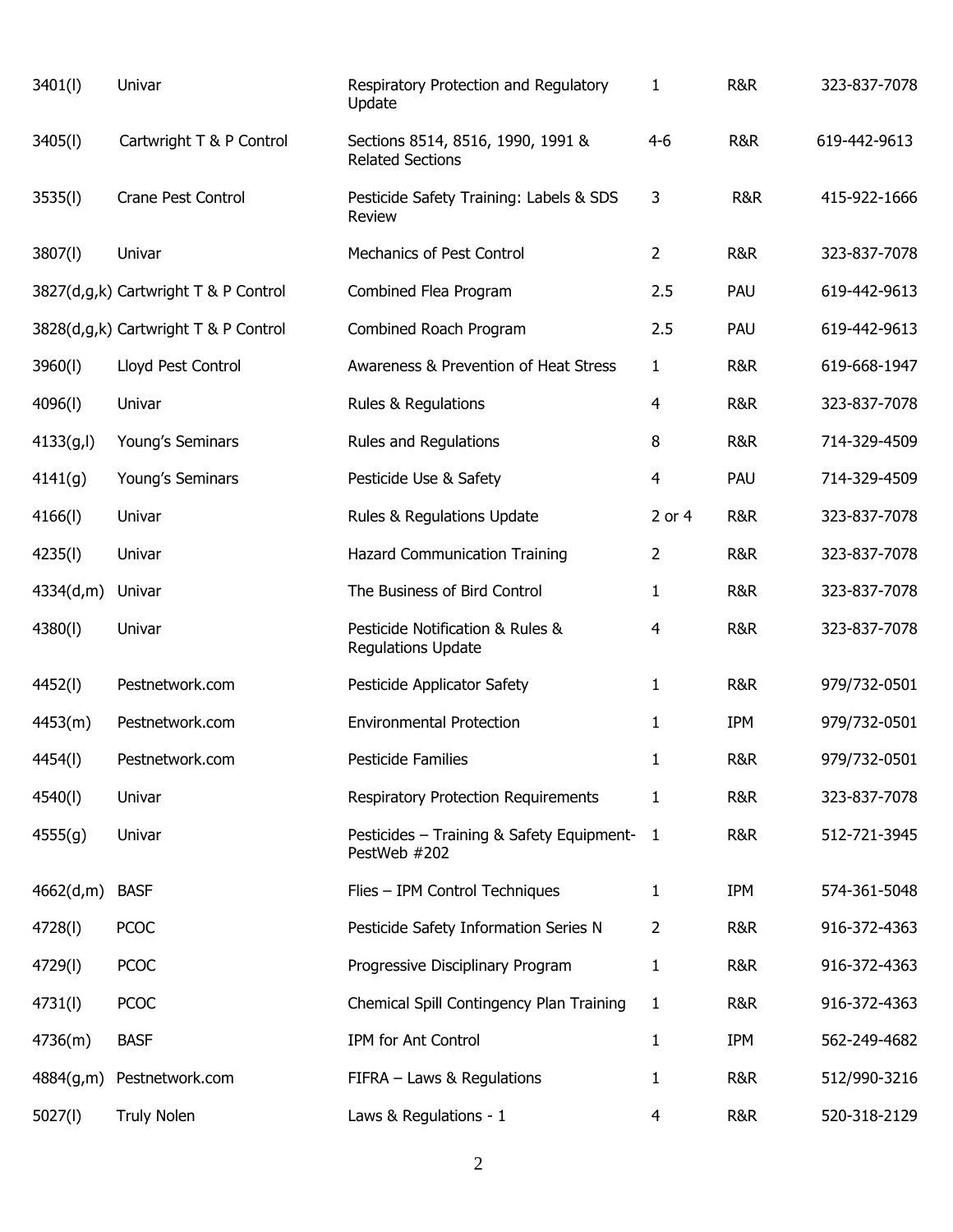| | | | | | |
|---|---|---|---|---|---|
| 3401(l) | Univar | Respiratory Protection and Regulatory Update | 1 | R&R | 323-837-7078 |
| 3405(l) | Cartwright T & P Control | Sections 8514, 8516, 1990, 1991 & Related Sections | 4-6 | R&R | 619-442-9613 |
| 3535(l) | Crane Pest Control | Pesticide Safety Training: Labels & SDS Review | 3 | R&R | 415-922-1666 |
| 3807(l) | Univar | Mechanics of Pest Control | 2 | R&R | 323-837-7078 |
| 3827(d,g,k) | Cartwright T & P Control | Combined Flea Program | 2.5 | PAU | 619-442-9613 |
| 3828(d,g,k) | Cartwright T & P Control | Combined Roach Program | 2.5 | PAU | 619-442-9613 |
| 3960(l) | Lloyd Pest Control | Awareness & Prevention of Heat Stress | 1 | R&R | 619-668-1947 |
| 4096(l) | Univar | Rules & Regulations | 4 | R&R | 323-837-7078 |
| 4133(g,l) | Young's Seminars | Rules and Regulations | 8 | R&R | 714-329-4509 |
| 4141(g) | Young's Seminars | Pesticide Use & Safety | 4 | PAU | 714-329-4509 |
| 4166(l) | Univar | Rules & Regulations Update | 2 or 4 | R&R | 323-837-7078 |
| 4235(l) | Univar | Hazard Communication Training | 2 | R&R | 323-837-7078 |
| 4334(d,m) | Univar | The Business of Bird Control | 1 | R&R | 323-837-7078 |
| 4380(l) | Univar | Pesticide Notification & Rules & Regulations Update | 4 | R&R | 323-837-7078 |
| 4452(l) | Pestnetwork.com | Pesticide Applicator Safety | 1 | R&R | 979/732-0501 |
| 4453(m) | Pestnetwork.com | Environmental Protection | 1 | IPM | 979/732-0501 |
| 4454(l) | Pestnetwork.com | Pesticide Families | 1 | R&R | 979/732-0501 |
| 4540(l) | Univar | Respiratory Protection Requirements | 1 | R&R | 323-837-7078 |
| 4555(g) | Univar | Pesticides – Training & Safety Equipment-PestWeb #202 | 1 | R&R | 512-721-3945 |
| 4662(d,m) | BASF | Flies – IPM Control Techniques | 1 | IPM | 574-361-5048 |
| 4728(l) | PCOC | Pesticide Safety Information Series N | 2 | R&R | 916-372-4363 |
| 4729(l) | PCOC | Progressive Disciplinary Program | 1 | R&R | 916-372-4363 |
| 4731(l) | PCOC | Chemical Spill Contingency Plan Training | 1 | R&R | 916-372-4363 |
| 4736(m) | BASF | IPM for Ant Control | 1 | IPM | 562-249-4682 |
| 4884(g,m) | Pestnetwork.com | FIFRA – Laws & Regulations | 1 | R&R | 512/990-3216 |
| 5027(l) | Truly Nolen | Laws & Regulations - 1 | 4 | R&R | 520-318-2129 |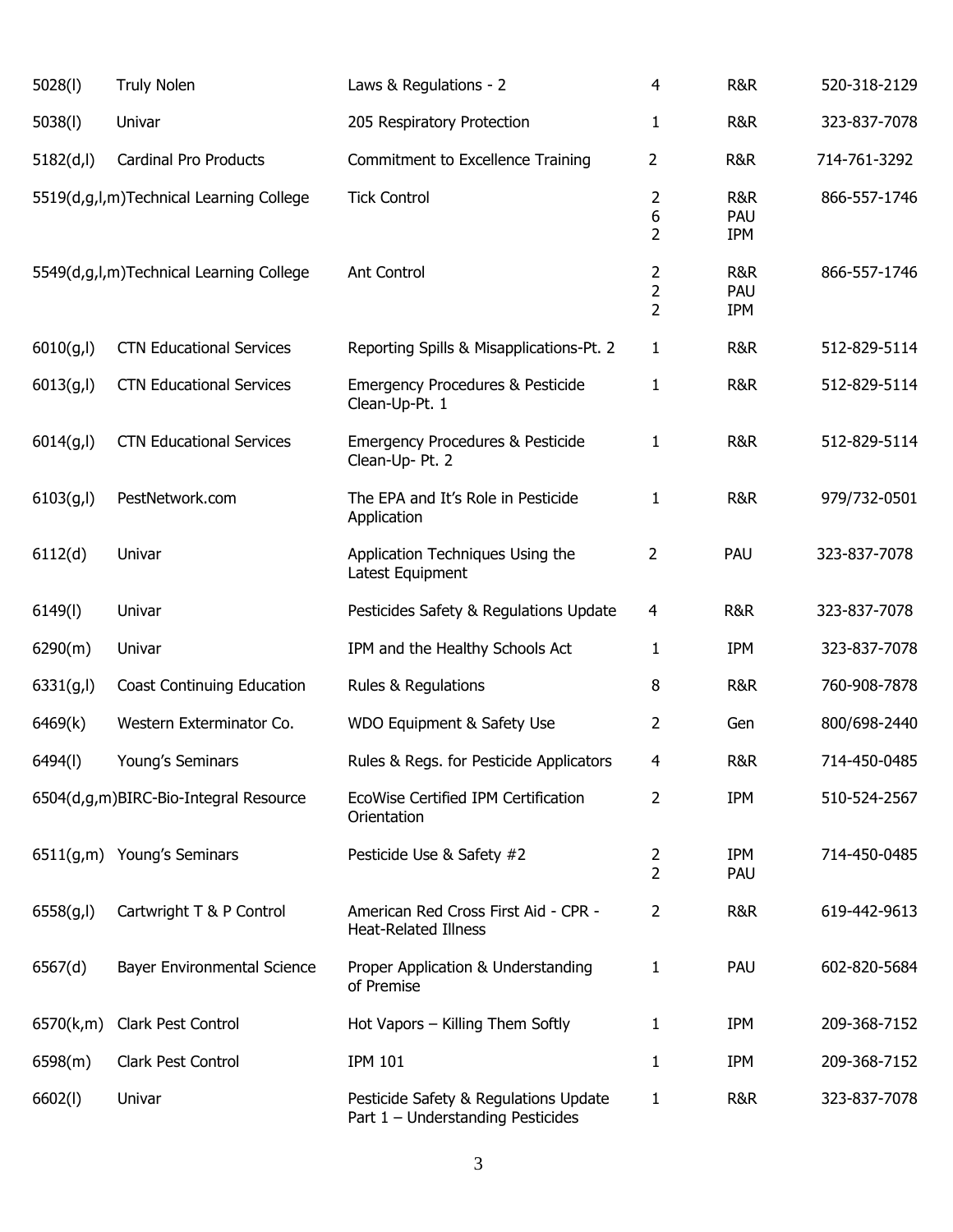| | | | | | |
|---|---|---|---|---|---|
| 5028(l) | Truly Nolen | Laws & Regulations - 2 | 4 | R&R | 520-318-2129 |
| 5038(l) | Univar | 205 Respiratory Protection | 1 | R&R | 323-837-7078 |
| 5182(d,l) | Cardinal Pro Products | Commitment to Excellence Training | 2 | R&R | 714-761-3292 |
| 5519(d,g,l,m) | Technical Learning College | Tick Control | 2<br>6<br>2 | R&R<br>PAU<br>IPM | 866-557-1746 |
| 5549(d,g,l,m) | Technical Learning College | Ant Control | 2<br>2<br>2 | R&R<br>PAU<br>IPM | 866-557-1746 |
| 6010(g,l) | CTN Educational Services | Reporting Spills & Misapplications-Pt. 2 | 1 | R&R | 512-829-5114 |
| 6013(g,l) | CTN Educational Services | Emergency Procedures & Pesticide Clean-Up-Pt. 1 | 1 | R&R | 512-829-5114 |
| 6014(g,l) | CTN Educational Services | Emergency Procedures & Pesticide Clean-Up- Pt. 2 | 1 | R&R | 512-829-5114 |
| 6103(g,l) | PestNetwork.com | The EPA and It's Role in Pesticide Application | 1 | R&R | 979/732-0501 |
| 6112(d) | Univar | Application Techniques Using the Latest Equipment | 2 | PAU | 323-837-7078 |
| 6149(l) | Univar | Pesticides Safety & Regulations Update | 4 | R&R | 323-837-7078 |
| 6290(m) | Univar | IPM and the Healthy Schools Act | 1 | IPM | 323-837-7078 |
| 6331(g,l) | Coast Continuing Education | Rules & Regulations | 8 | R&R | 760-908-7878 |
| 6469(k) | Western Exterminator Co. | WDO Equipment & Safety Use | 2 | Gen | 800/698-2440 |
| 6494(l) | Young's Seminars | Rules & Regs. for Pesticide Applicators | 4 | R&R | 714-450-0485 |
| 6504(d,g,m) | BIRC-Bio-Integral Resource | EcoWise Certified IPM Certification Orientation | 2 | IPM | 510-524-2567 |
| 6511(g,m) | Young's Seminars | Pesticide Use & Safety #2 | 2<br>2 | IPM<br>PAU | 714-450-0485 |
| 6558(g,l) | Cartwright T & P Control | American Red Cross First Aid - CPR - Heat-Related Illness | 2 | R&R | 619-442-9613 |
| 6567(d) | Bayer Environmental Science | Proper Application & Understanding of Premise | 1 | PAU | 602-820-5684 |
| 6570(k,m) | Clark Pest Control | Hot Vapors – Killing Them Softly | 1 | IPM | 209-368-7152 |
| 6598(m) | Clark Pest Control | IPM 101 | 1 | IPM | 209-368-7152 |
| 6602(l) | Univar | Pesticide Safety & Regulations Update Part 1 – Understanding Pesticides | 1 | R&R | 323-837-7078 |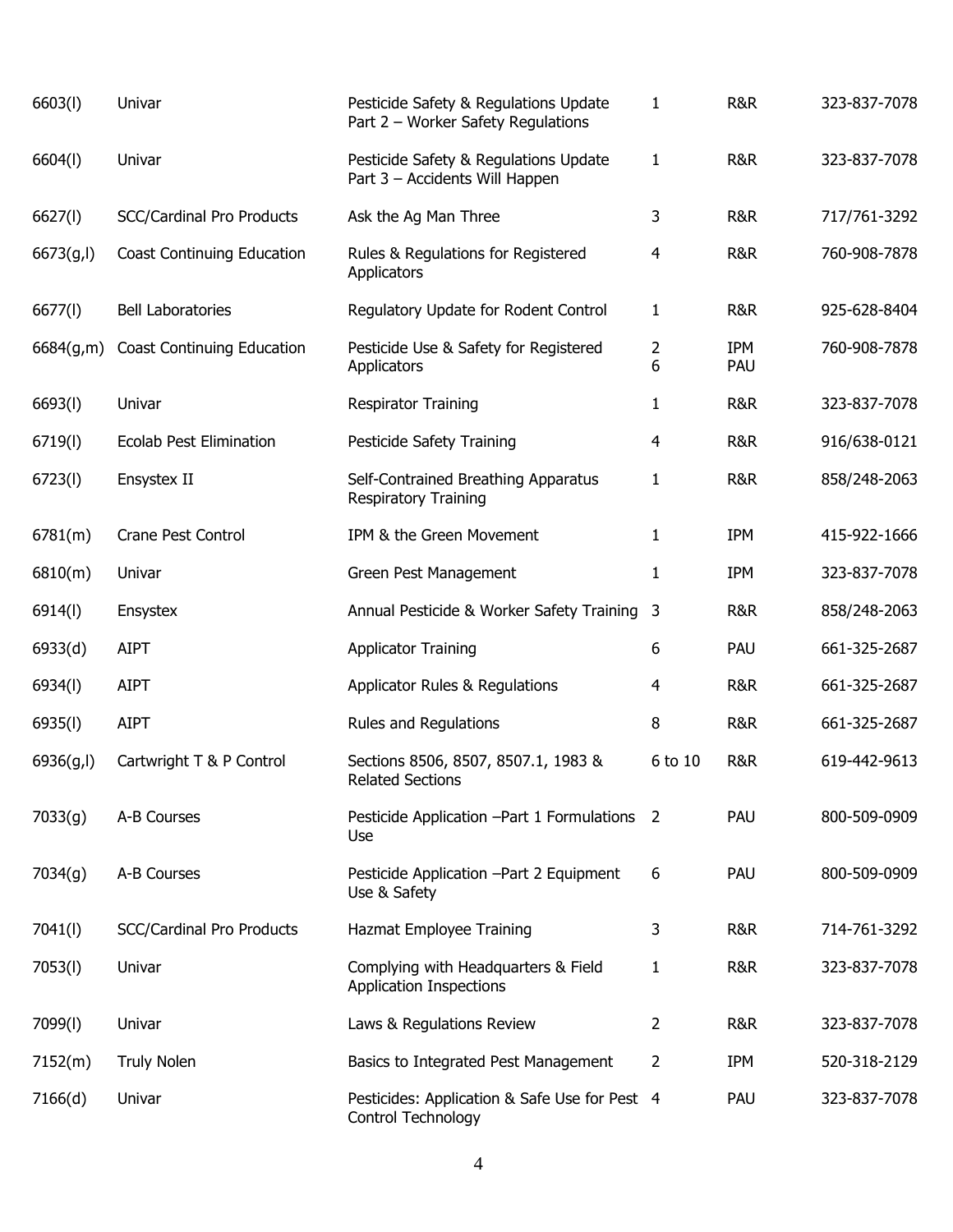| | | | | | |
|---|---|---|---|---|---|
| 6603(l) | Univar | Pesticide Safety & Regulations Update Part 2 – Worker Safety Regulations | 1 | R&R | 323-837-7078 |
| 6604(l) | Univar | Pesticide Safety & Regulations Update Part 3 – Accidents Will Happen | 1 | R&R | 323-837-7078 |
| 6627(l) | SCC/Cardinal Pro Products | Ask the Ag Man Three | 3 | R&R | 717/761-3292 |
| 6673(g,l) | Coast Continuing Education | Rules & Regulations for Registered Applicators | 4 | R&R | 760-908-7878 |
| 6677(l) | Bell Laboratories | Regulatory Update for Rodent Control | 1 | R&R | 925-628-8404 |
| 6684(g,m) | Coast Continuing Education | Pesticide Use & Safety for Registered Applicators | 2<br>6 | IPM<br>PAU | 760-908-7878 |
| 6693(l) | Univar | Respirator Training | 1 | R&R | 323-837-7078 |
| 6719(l) | Ecolab Pest Elimination | Pesticide Safety Training | 4 | R&R | 916/638-0121 |
| 6723(l) | Ensystex II | Self-Contrained Breathing Apparatus Respiratory Training | 1 | R&R | 858/248-2063 |
| 6781(m) | Crane Pest Control | IPM & the Green Movement | 1 | IPM | 415-922-1666 |
| 6810(m) | Univar | Green Pest Management | 1 | IPM | 323-837-7078 |
| 6914(l) | Ensystex | Annual Pesticide & Worker Safety Training | 3 | R&R | 858/248-2063 |
| 6933(d) | AIPT | Applicator Training | 6 | PAU | 661-325-2687 |
| 6934(l) | AIPT | Applicator Rules & Regulations | 4 | R&R | 661-325-2687 |
| 6935(l) | AIPT | Rules and Regulations | 8 | R&R | 661-325-2687 |
| 6936(g,l) | Cartwright T & P Control | Sections 8506, 8507, 8507.1, 1983 & Related Sections | 6 to 10 | R&R | 619-442-9613 |
| 7033(g) | A-B Courses | Pesticide Application –Part 1 Formulations Use | 2 | PAU | 800-509-0909 |
| 7034(g) | A-B Courses | Pesticide Application –Part 2 Equipment Use & Safety | 6 | PAU | 800-509-0909 |
| 7041(l) | SCC/Cardinal Pro Products | Hazmat Employee Training | 3 | R&R | 714-761-3292 |
| 7053(l) | Univar | Complying with Headquarters & Field Application Inspections | 1 | R&R | 323-837-7078 |
| 7099(l) | Univar | Laws & Regulations Review | 2 | R&R | 323-837-7078 |
| 7152(m) | Truly Nolen | Basics to Integrated Pest Management | 2 | IPM | 520-318-2129 |
| 7166(d) | Univar | Pesticides: Application & Safe Use for Pest Control Technology | 4 | PAU | 323-837-7078 |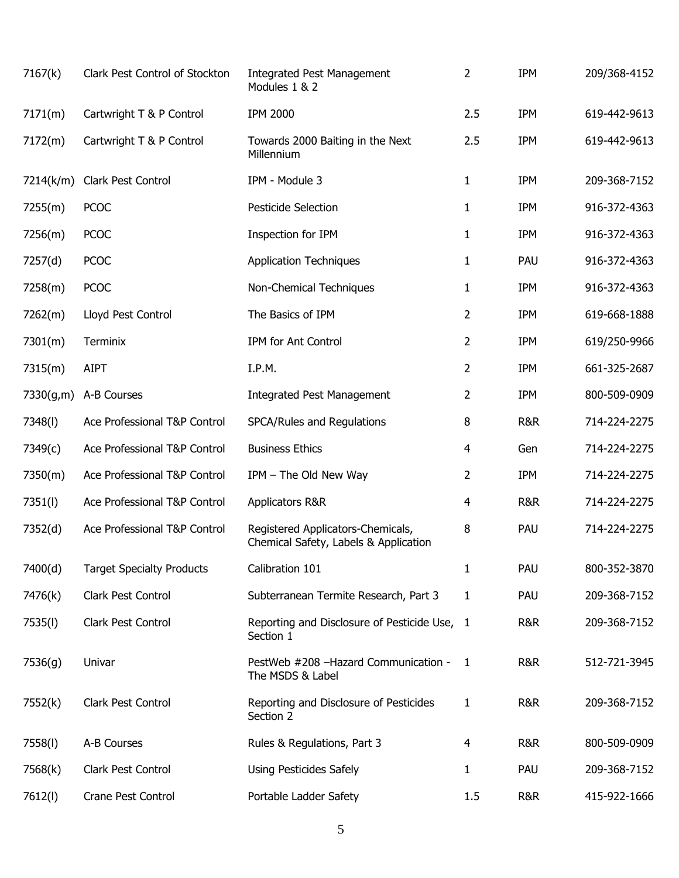| | | | | | |
|---|---|---|---|---|---|
| 7167(k) | Clark Pest Control of Stockton | Integrated Pest Management Modules 1 & 2 | 2 | IPM | 209/368-4152 |
| 7171(m) | Cartwright T & P Control | IPM 2000 | 2.5 | IPM | 619-442-9613 |
| 7172(m) | Cartwright T & P Control | Towards 2000 Baiting in the Next Millennium | 2.5 | IPM | 619-442-9613 |
| 7214(k/m) | Clark Pest Control | IPM - Module 3 | 1 | IPM | 209-368-7152 |
| 7255(m) | PCOC | Pesticide Selection | 1 | IPM | 916-372-4363 |
| 7256(m) | PCOC | Inspection for IPM | 1 | IPM | 916-372-4363 |
| 7257(d) | PCOC | Application Techniques | 1 | PAU | 916-372-4363 |
| 7258(m) | PCOC | Non-Chemical Techniques | 1 | IPM | 916-372-4363 |
| 7262(m) | Lloyd Pest Control | The Basics of IPM | 2 | IPM | 619-668-1888 |
| 7301(m) | Terminix | IPM for Ant Control | 2 | IPM | 619/250-9966 |
| 7315(m) | AIPT | I.P.M. | 2 | IPM | 661-325-2687 |
| 7330(g,m) | A-B Courses | Integrated Pest Management | 2 | IPM | 800-509-0909 |
| 7348(l) | Ace Professional T&P Control | SPCA/Rules and Regulations | 8 | R&R | 714-224-2275 |
| 7349(c) | Ace Professional T&P Control | Business Ethics | 4 | Gen | 714-224-2275 |
| 7350(m) | Ace Professional T&P Control | IPM – The Old New Way | 2 | IPM | 714-224-2275 |
| 7351(l) | Ace Professional T&P Control | Applicators R&R | 4 | R&R | 714-224-2275 |
| 7352(d) | Ace Professional T&P Control | Registered Applicators-Chemicals, Chemical Safety, Labels & Application | 8 | PAU | 714-224-2275 |
| 7400(d) | Target Specialty Products | Calibration 101 | 1 | PAU | 800-352-3870 |
| 7476(k) | Clark Pest Control | Subterranean Termite Research, Part 3 | 1 | PAU | 209-368-7152 |
| 7535(l) | Clark Pest Control | Reporting and Disclosure of Pesticide Use, Section 1 | 1 | R&R | 209-368-7152 |
| 7536(g) | Univar | PestWeb #208 –Hazard Communication - The MSDS & Label | 1 | R&R | 512-721-3945 |
| 7552(k) | Clark Pest Control | Reporting and Disclosure of Pesticides Section 2 | 1 | R&R | 209-368-7152 |
| 7558(l) | A-B Courses | Rules & Regulations, Part 3 | 4 | R&R | 800-509-0909 |
| 7568(k) | Clark Pest Control | Using Pesticides Safely | 1 | PAU | 209-368-7152 |
| 7612(l) | Crane Pest Control | Portable Ladder Safety | 1.5 | R&R | 415-922-1666 |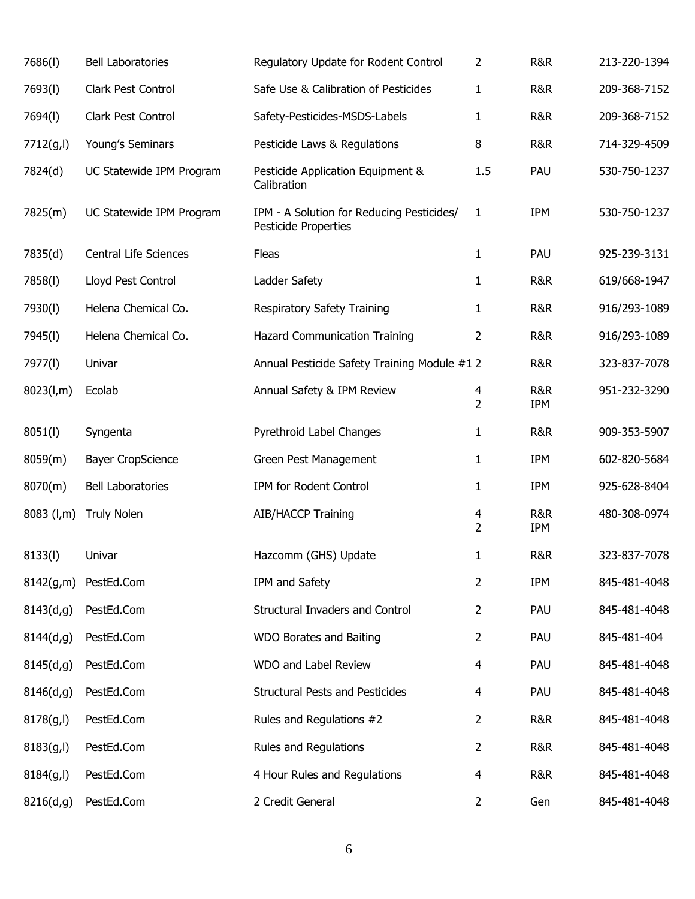| | | | | | |
|---|---|---|---|---|---|
| 7686(l) | Bell Laboratories | Regulatory Update for Rodent Control | 2 | R&R | 213-220-1394 |
| 7693(l) | Clark Pest Control | Safe Use & Calibration of Pesticides | 1 | R&R | 209-368-7152 |
| 7694(l) | Clark Pest Control | Safety-Pesticides-MSDS-Labels | 1 | R&R | 209-368-7152 |
| 7712(g,l) | Young's Seminars | Pesticide Laws & Regulations | 8 | R&R | 714-329-4509 |
| 7824(d) | UC Statewide IPM Program | Pesticide Application Equipment & Calibration | 1.5 | PAU | 530-750-1237 |
| 7825(m) | UC Statewide IPM Program | IPM - A Solution for Reducing Pesticides/ Pesticide Properties | 1 | IPM | 530-750-1237 |
| 7835(d) | Central Life Sciences | Fleas | 1 | PAU | 925-239-3131 |
| 7858(l) | Lloyd Pest Control | Ladder Safety | 1 | R&R | 619/668-1947 |
| 7930(l) | Helena Chemical Co. | Respiratory Safety Training | 1 | R&R | 916/293-1089 |
| 7945(l) | Helena Chemical Co. | Hazard Communication Training | 2 | R&R | 916/293-1089 |
| 7977(l) | Univar | Annual Pesticide Safety Training Module #1 | 2 | R&R | 323-837-7078 |
| 8023(l,m) | Ecolab | Annual Safety & IPM Review | 4<br>2 | R&R<br>IPM | 951-232-3290 |
| 8051(l) | Syngenta | Pyrethroid Label Changes | 1 | R&R | 909-353-5907 |
| 8059(m) | Bayer CropScience | Green Pest Management | 1 | IPM | 602-820-5684 |
| 8070(m) | Bell Laboratories | IPM for Rodent Control | 1 | IPM | 925-628-8404 |
| 8083 (l,m) | Truly Nolen | AIB/HACCP Training | 4<br>2 | R&R<br>IPM | 480-308-0974 |
| 8133(l) | Univar | Hazcomm (GHS) Update | 1 | R&R | 323-837-7078 |
| 8142(g,m) | PestEd.Com | IPM and Safety | 2 | IPM | 845-481-4048 |
| 8143(d,g) | PestEd.Com | Structural Invaders and Control | 2 | PAU | 845-481-4048 |
| 8144(d,g) | PestEd.Com | WDO Borates and Baiting | 2 | PAU | 845-481-404 |
| 8145(d,g) | PestEd.Com | WDO and Label Review | 4 | PAU | 845-481-4048 |
| 8146(d,g) | PestEd.Com | Structural Pests and Pesticides | 4 | PAU | 845-481-4048 |
| 8178(g,l) | PestEd.Com | Rules and Regulations #2 | 2 | R&R | 845-481-4048 |
| 8183(g,l) | PestEd.Com | Rules and Regulations | 2 | R&R | 845-481-4048 |
| 8184(g,l) | PestEd.Com | 4 Hour Rules and Regulations | 4 | R&R | 845-481-4048 |
| 8216(d,g) | PestEd.Com | 2 Credit General | 2 | Gen | 845-481-4048 |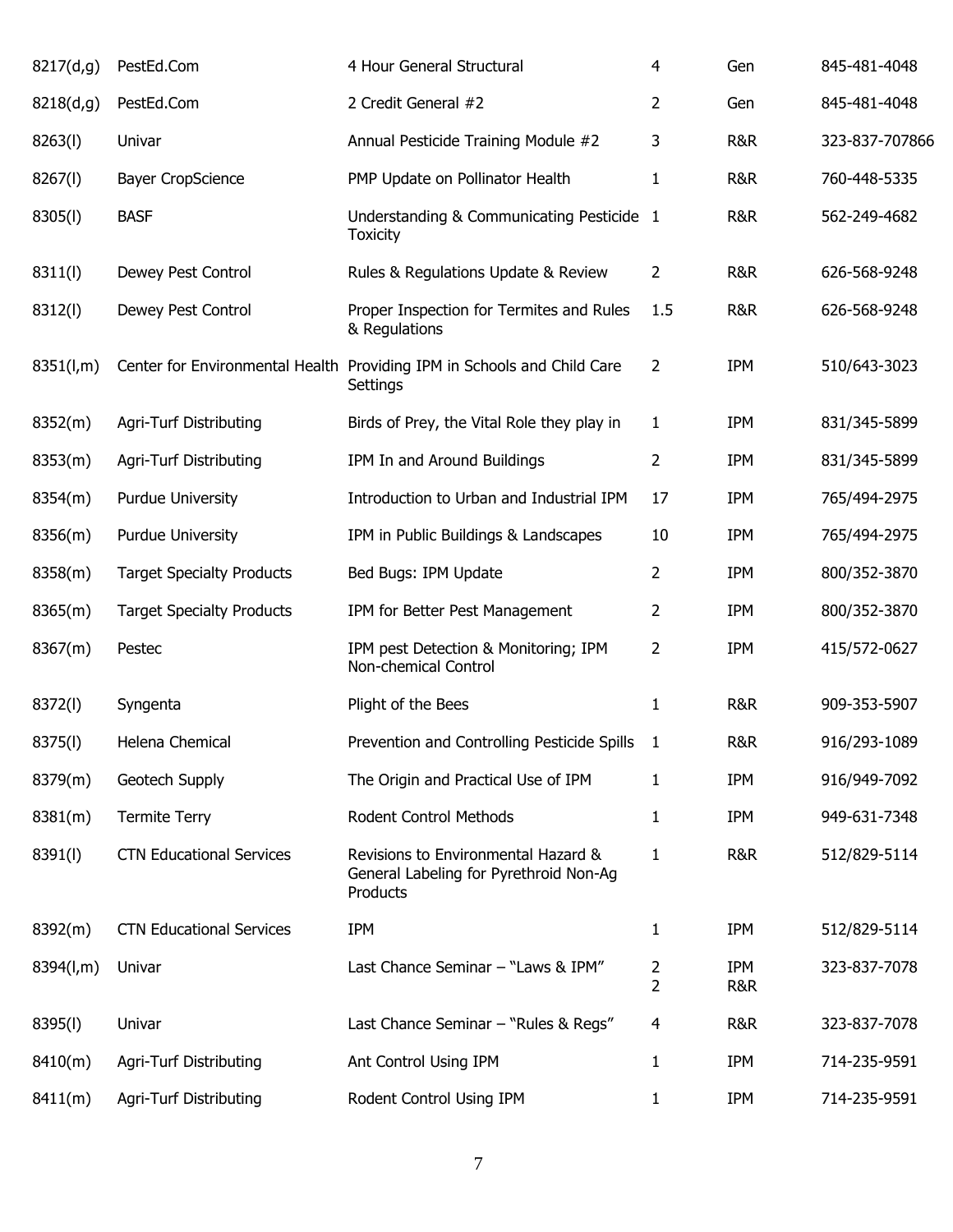| | | | | | |
|---|---|---|---|---|---|
| 8217(d,g) | PestEd.Com | 4 Hour General Structural | 4 | Gen | 845-481-4048 |
| 8218(d,g) | PestEd.Com | 2 Credit General #2 | 2 | Gen | 845-481-4048 |
| 8263(l) | Univar | Annual Pesticide Training Module #2 | 3 | R&R | 323-837-707866 |
| 8267(l) | Bayer CropScience | PMP Update on Pollinator Health | 1 | R&R | 760-448-5335 |
| 8305(l) | BASF | Understanding & Communicating Pesticide Toxicity | 1 | R&R | 562-249-4682 |
| 8311(l) | Dewey Pest Control | Rules & Regulations Update & Review | 2 | R&R | 626-568-9248 |
| 8312(l) | Dewey Pest Control | Proper Inspection for Termites and Rules & Regulations | 1.5 | R&R | 626-568-9248 |
| 8351(l,m) | Center for Environmental Health | Providing IPM in Schools and Child Care Settings | 2 | IPM | 510/643-3023 |
| 8352(m) | Agri-Turf Distributing | Birds of Prey, the Vital Role they play in | 1 | IPM | 831/345-5899 |
| 8353(m) | Agri-Turf Distributing | IPM In and Around Buildings | 2 | IPM | 831/345-5899 |
| 8354(m) | Purdue University | Introduction to Urban and Industrial IPM | 17 | IPM | 765/494-2975 |
| 8356(m) | Purdue University | IPM in Public Buildings & Landscapes | 10 | IPM | 765/494-2975 |
| 8358(m) | Target Specialty Products | Bed Bugs: IPM Update | 2 | IPM | 800/352-3870 |
| 8365(m) | Target Specialty Products | IPM for Better Pest Management | 2 | IPM | 800/352-3870 |
| 8367(m) | Pestec | IPM pest Detection & Monitoring; IPM Non-chemical Control | 2 | IPM | 415/572-0627 |
| 8372(l) | Syngenta | Plight of the Bees | 1 | R&R | 909-353-5907 |
| 8375(l) | Helena Chemical | Prevention and Controlling Pesticide Spills | 1 | R&R | 916/293-1089 |
| 8379(m) | Geotech Supply | The Origin and Practical Use of IPM | 1 | IPM | 916/949-7092 |
| 8381(m) | Termite Terry | Rodent Control Methods | 1 | IPM | 949-631-7348 |
| 8391(l) | CTN Educational Services | Revisions to Environmental Hazard & General Labeling for Pyrethroid Non-Ag Products | 1 | R&R | 512/829-5114 |
| 8392(m) | CTN Educational Services | IPM | 1 | IPM | 512/829-5114 |
| 8394(l,m) | Univar | Last Chance Seminar – "Laws & IPM" | 2<br>2 | IPM<br>R&R | 323-837-7078 |
| 8395(l) | Univar | Last Chance Seminar – "Rules & Regs" | 4 | R&R | 323-837-7078 |
| 8410(m) | Agri-Turf Distributing | Ant Control Using IPM | 1 | IPM | 714-235-9591 |
| 8411(m) | Agri-Turf Distributing | Rodent Control Using IPM | 1 | IPM | 714-235-9591 |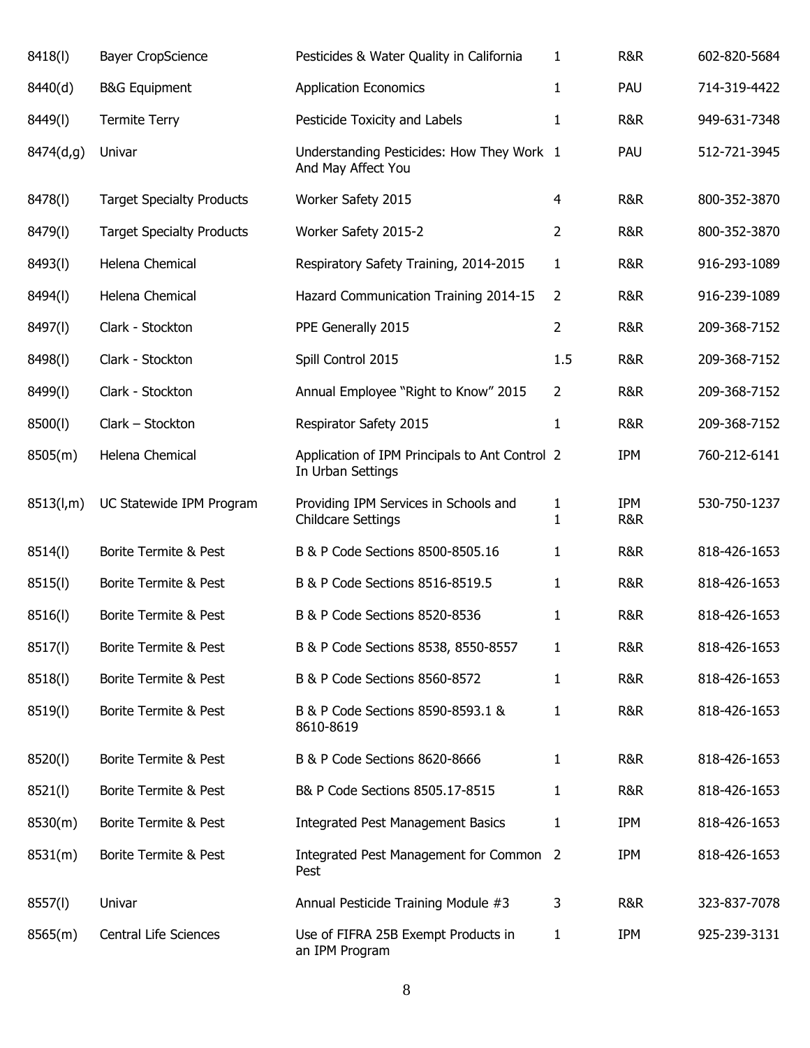| | | | | | |
|---|---|---|---|---|---|
| 8418(l) | Bayer CropScience | Pesticides & Water Quality in California | 1 | R&R | 602-820-5684 |
| 8440(d) | B&G Equipment | Application Economics | 1 | PAU | 714-319-4422 |
| 8449(l) | Termite Terry | Pesticide Toxicity and Labels | 1 | R&R | 949-631-7348 |
| 8474(d,g) | Univar | Understanding Pesticides: How They Work And May Affect You | 1 | PAU | 512-721-3945 |
| 8478(l) | Target Specialty Products | Worker Safety 2015 | 4 | R&R | 800-352-3870 |
| 8479(l) | Target Specialty Products | Worker Safety 2015-2 | 2 | R&R | 800-352-3870 |
| 8493(l) | Helena Chemical | Respiratory Safety Training, 2014-2015 | 1 | R&R | 916-293-1089 |
| 8494(l) | Helena Chemical | Hazard Communication Training 2014-15 | 2 | R&R | 916-239-1089 |
| 8497(l) | Clark - Stockton | PPE Generally 2015 | 2 | R&R | 209-368-7152 |
| 8498(l) | Clark - Stockton | Spill Control 2015 | 1.5 | R&R | 209-368-7152 |
| 8499(l) | Clark - Stockton | Annual Employee "Right to Know" 2015 | 2 | R&R | 209-368-7152 |
| 8500(l) | Clark – Stockton | Respirator Safety 2015 | 1 | R&R | 209-368-7152 |
| 8505(m) | Helena Chemical | Application of IPM Principals to Ant Control In Urban Settings | 2 | IPM | 760-212-6141 |
| 8513(l,m) | UC Statewide IPM Program | Providing IPM Services in Schools and Childcare Settings | 1<br>1 | IPM<br>R&R | 530-750-1237 |
| 8514(l) | Borite Termite & Pest | B & P Code Sections 8500-8505.16 | 1 | R&R | 818-426-1653 |
| 8515(l) | Borite Termite & Pest | B & P Code Sections 8516-8519.5 | 1 | R&R | 818-426-1653 |
| 8516(l) | Borite Termite & Pest | B & P Code Sections 8520-8536 | 1 | R&R | 818-426-1653 |
| 8517(l) | Borite Termite & Pest | B & P Code Sections 8538, 8550-8557 | 1 | R&R | 818-426-1653 |
| 8518(l) | Borite Termite & Pest | B & P Code Sections 8560-8572 | 1 | R&R | 818-426-1653 |
| 8519(l) | Borite Termite & Pest | B & P Code Sections 8590-8593.1 & 8610-8619 | 1 | R&R | 818-426-1653 |
| 8520(l) | Borite Termite & Pest | B & P Code Sections 8620-8666 | 1 | R&R | 818-426-1653 |
| 8521(l) | Borite Termite & Pest | B& P Code Sections 8505.17-8515 | 1 | R&R | 818-426-1653 |
| 8530(m) | Borite Termite & Pest | Integrated Pest Management Basics | 1 | IPM | 818-426-1653 |
| 8531(m) | Borite Termite & Pest | Integrated Pest Management for Common Pest | 2 | IPM | 818-426-1653 |
| 8557(l) | Univar | Annual Pesticide Training Module #3 | 3 | R&R | 323-837-7078 |
| 8565(m) | Central Life Sciences | Use of FIFRA 25B Exempt Products in an IPM Program | 1 | IPM | 925-239-3131 |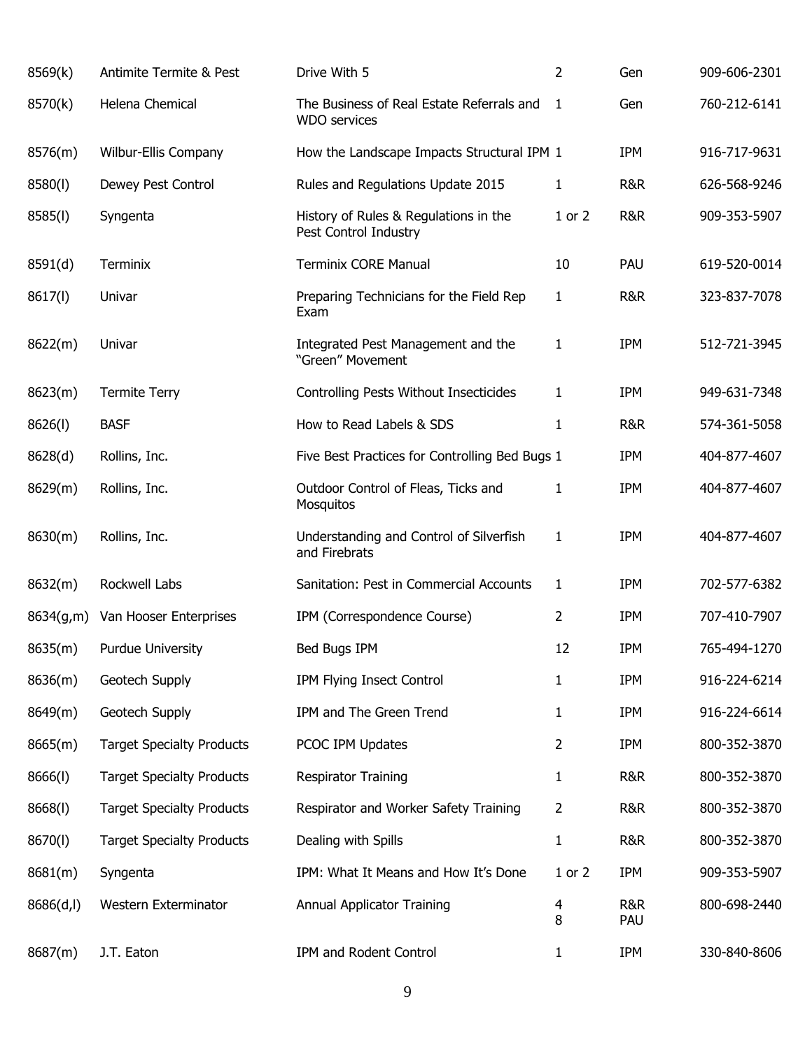| | | | | | |
|---|---|---|---|---|---|
| 8569(k) | Antimite Termite & Pest | Drive With 5 | 2 | Gen | 909-606-2301 |
| 8570(k) | Helena Chemical | The Business of Real Estate Referrals and WDO services | 1 | Gen | 760-212-6141 |
| 8576(m) | Wilbur-Ellis Company | How the Landscape Impacts Structural IPM | 1 | IPM | 916-717-9631 |
| 8580(l) | Dewey Pest Control | Rules and Regulations Update 2015 | 1 | R&R | 626-568-9246 |
| 8585(l) | Syngenta | History of Rules & Regulations in the Pest Control Industry | 1 or 2 | R&R | 909-353-5907 |
| 8591(d) | Terminix | Terminix CORE Manual | 10 | PAU | 619-520-0014 |
| 8617(l) | Univar | Preparing Technicians for the Field Rep Exam | 1 | R&R | 323-837-7078 |
| 8622(m) | Univar | Integrated Pest Management and the "Green" Movement | 1 | IPM | 512-721-3945 |
| 8623(m) | Termite Terry | Controlling Pests Without Insecticides | 1 | IPM | 949-631-7348 |
| 8626(l) | BASF | How to Read Labels & SDS | 1 | R&R | 574-361-5058 |
| 8628(d) | Rollins, Inc. | Five Best Practices for Controlling Bed Bugs | 1 | IPM | 404-877-4607 |
| 8629(m) | Rollins, Inc. | Outdoor Control of Fleas, Ticks and Mosquitos | 1 | IPM | 404-877-4607 |
| 8630(m) | Rollins, Inc. | Understanding and Control of Silverfish and Firebrats | 1 | IPM | 404-877-4607 |
| 8632(m) | Rockwell Labs | Sanitation: Pest in Commercial Accounts | 1 | IPM | 702-577-6382 |
| 8634(g,m) | Van Hooser Enterprises | IPM (Correspondence Course) | 2 | IPM | 707-410-7907 |
| 8635(m) | Purdue University | Bed Bugs IPM | 12 | IPM | 765-494-1270 |
| 8636(m) | Geotech Supply | IPM Flying Insect Control | 1 | IPM | 916-224-6214 |
| 8649(m) | Geotech Supply | IPM and The Green Trend | 1 | IPM | 916-224-6614 |
| 8665(m) | Target Specialty Products | PCOC IPM Updates | 2 | IPM | 800-352-3870 |
| 8666(l) | Target Specialty Products | Respirator Training | 1 | R&R | 800-352-3870 |
| 8668(l) | Target Specialty Products | Respirator and Worker Safety Training | 2 | R&R | 800-352-3870 |
| 8670(l) | Target Specialty Products | Dealing with Spills | 1 | R&R | 800-352-3870 |
| 8681(m) | Syngenta | IPM: What It Means and How It's Done | 1 or 2 | IPM | 909-353-5907 |
| 8686(d,l) | Western Exterminator | Annual Applicator Training | 4<br>8 | R&R<br>PAU | 800-698-2440 |
| 8687(m) | J.T. Eaton | IPM and Rodent Control | 1 | IPM | 330-840-8606 |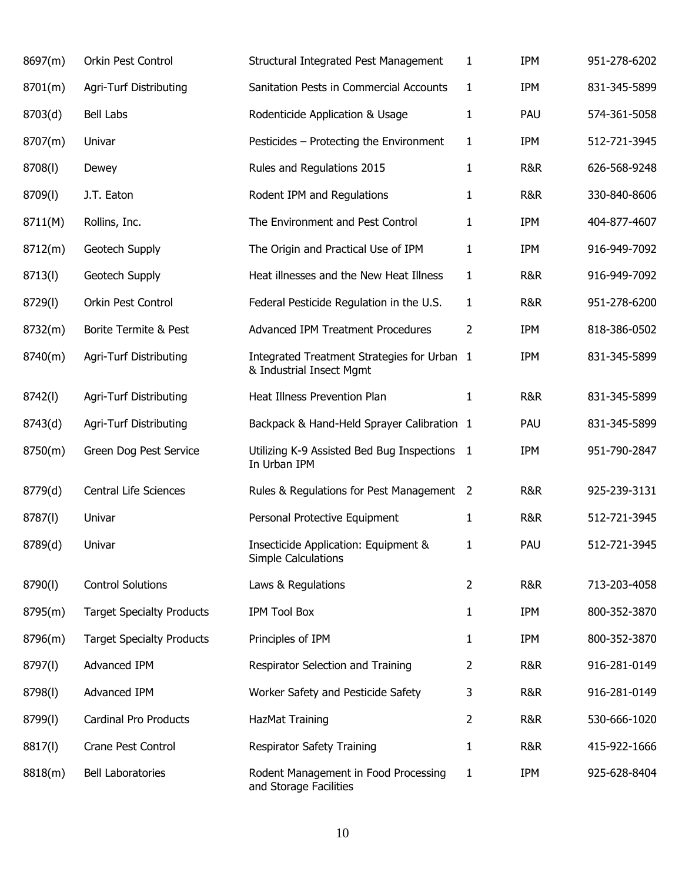| | | | | | |
|---|---|---|---|---|---|
| 8697(m) | Orkin Pest Control | Structural Integrated Pest Management | 1 | IPM | 951-278-6202 |
| 8701(m) | Agri-Turf Distributing | Sanitation Pests in Commercial Accounts | 1 | IPM | 831-345-5899 |
| 8703(d) | Bell Labs | Rodenticide Application & Usage | 1 | PAU | 574-361-5058 |
| 8707(m) | Univar | Pesticides – Protecting the Environment | 1 | IPM | 512-721-3945 |
| 8708(l) | Dewey | Rules and Regulations 2015 | 1 | R&R | 626-568-9248 |
| 8709(l) | J.T. Eaton | Rodent IPM and Regulations | 1 | R&R | 330-840-8606 |
| 8711(M) | Rollins, Inc. | The Environment and Pest Control | 1 | IPM | 404-877-4607 |
| 8712(m) | Geotech Supply | The Origin and Practical Use of IPM | 1 | IPM | 916-949-7092 |
| 8713(l) | Geotech Supply | Heat illnesses and the New Heat Illness | 1 | R&R | 916-949-7092 |
| 8729(l) | Orkin Pest Control | Federal Pesticide Regulation in the U.S. | 1 | R&R | 951-278-6200 |
| 8732(m) | Borite Termite & Pest | Advanced IPM Treatment Procedures | 2 | IPM | 818-386-0502 |
| 8740(m) | Agri-Turf Distributing | Integrated Treatment Strategies for Urban & Industrial Insect Mgmt | 1 | IPM | 831-345-5899 |
| 8742(l) | Agri-Turf Distributing | Heat Illness Prevention Plan | 1 | R&R | 831-345-5899 |
| 8743(d) | Agri-Turf Distributing | Backpack & Hand-Held Sprayer Calibration | 1 | PAU | 831-345-5899 |
| 8750(m) | Green Dog Pest Service | Utilizing K-9 Assisted Bed Bug Inspections In Urban IPM | 1 | IPM | 951-790-2847 |
| 8779(d) | Central Life Sciences | Rules & Regulations for Pest Management | 2 | R&R | 925-239-3131 |
| 8787(l) | Univar | Personal Protective Equipment | 1 | R&R | 512-721-3945 |
| 8789(d) | Univar | Insecticide Application: Equipment & Simple Calculations | 1 | PAU | 512-721-3945 |
| 8790(l) | Control Solutions | Laws & Regulations | 2 | R&R | 713-203-4058 |
| 8795(m) | Target Specialty Products | IPM Tool Box | 1 | IPM | 800-352-3870 |
| 8796(m) | Target Specialty Products | Principles of IPM | 1 | IPM | 800-352-3870 |
| 8797(l) | Advanced IPM | Respirator Selection and Training | 2 | R&R | 916-281-0149 |
| 8798(l) | Advanced IPM | Worker Safety and Pesticide Safety | 3 | R&R | 916-281-0149 |
| 8799(l) | Cardinal Pro Products | HazMat Training | 2 | R&R | 530-666-1020 |
| 8817(l) | Crane Pest Control | Respirator Safety Training | 1 | R&R | 415-922-1666 |
| 8818(m) | Bell Laboratories | Rodent Management in Food Processing and Storage Facilities | 1 | IPM | 925-628-8404 |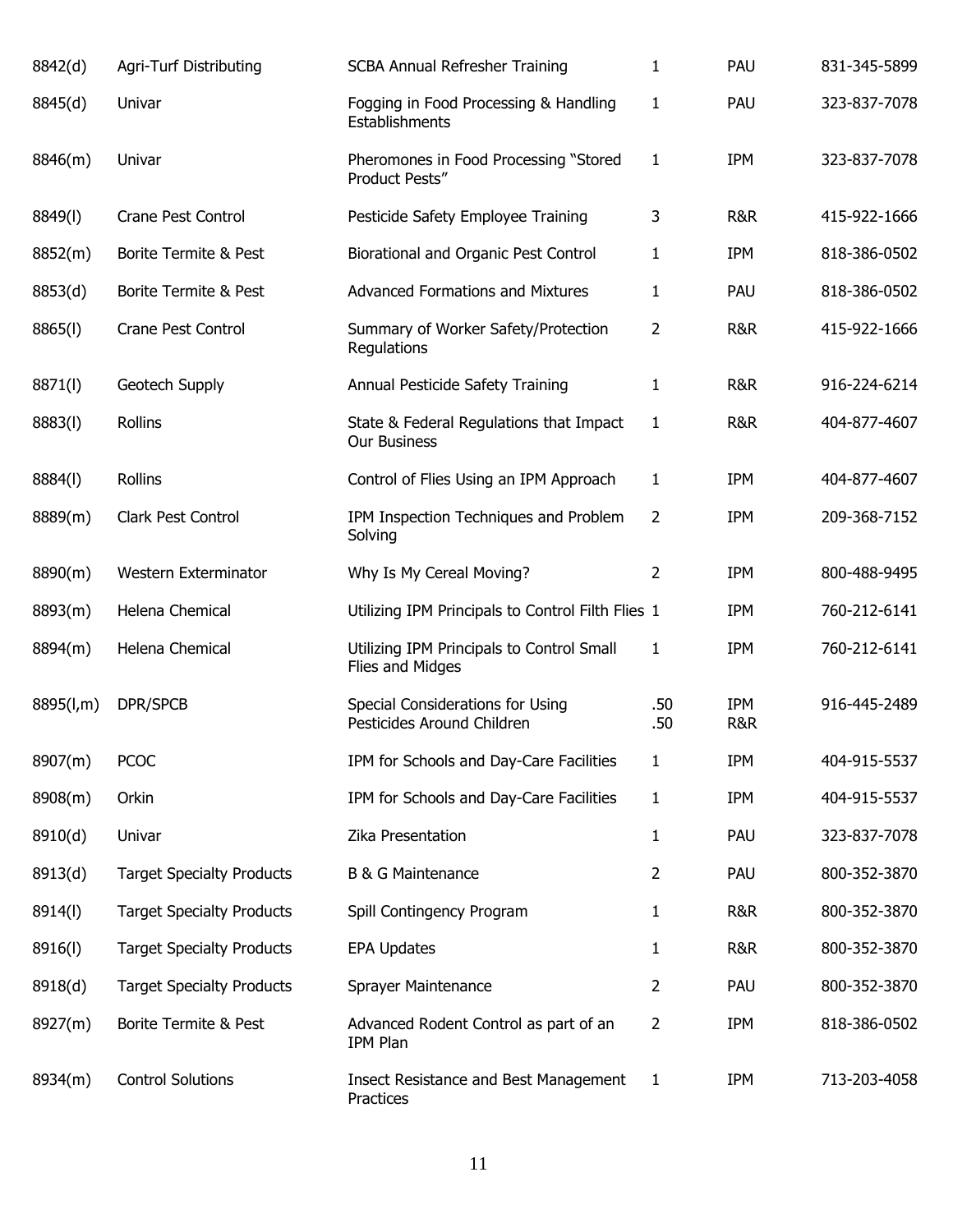| | | | | | |
|---|---|---|---|---|---|
| 8842(d) | Agri-Turf Distributing | SCBA Annual Refresher Training | 1 | PAU | 831-345-5899 |
| 8845(d) | Univar | Fogging in Food Processing & Handling Establishments | 1 | PAU | 323-837-7078 |
| 8846(m) | Univar | Pheromones in Food Processing "Stored Product Pests" | 1 | IPM | 323-837-7078 |
| 8849(l) | Crane Pest Control | Pesticide Safety Employee Training | 3 | R&R | 415-922-1666 |
| 8852(m) | Borite Termite & Pest | Biorational and Organic Pest Control | 1 | IPM | 818-386-0502 |
| 8853(d) | Borite Termite & Pest | Advanced Formations and Mixtures | 1 | PAU | 818-386-0502 |
| 8865(l) | Crane Pest Control | Summary of Worker Safety/Protection Regulations | 2 | R&R | 415-922-1666 |
| 8871(l) | Geotech Supply | Annual Pesticide Safety Training | 1 | R&R | 916-224-6214 |
| 8883(l) | Rollins | State & Federal Regulations that Impact Our Business | 1 | R&R | 404-877-4607 |
| 8884(l) | Rollins | Control of Flies Using an IPM Approach | 1 | IPM | 404-877-4607 |
| 8889(m) | Clark Pest Control | IPM Inspection Techniques and Problem Solving | 2 | IPM | 209-368-7152 |
| 8890(m) | Western Exterminator | Why Is My Cereal Moving? | 2 | IPM | 800-488-9495 |
| 8893(m) | Helena Chemical | Utilizing IPM Principals to Control Filth Flies | 1 | IPM | 760-212-6141 |
| 8894(m) | Helena Chemical | Utilizing IPM Principals to Control Small Flies and Midges | 1 | IPM | 760-212-6141 |
| 8895(l,m) | DPR/SPCB | Special Considerations for Using Pesticides Around Children | .50<br>.50 | IPM<br>R&R | 916-445-2489 |
| 8907(m) | PCOC | IPM for Schools and Day-Care Facilities | 1 | IPM | 404-915-5537 |
| 8908(m) | Orkin | IPM for Schools and Day-Care Facilities | 1 | IPM | 404-915-5537 |
| 8910(d) | Univar | Zika Presentation | 1 | PAU | 323-837-7078 |
| 8913(d) | Target Specialty Products | B & G Maintenance | 2 | PAU | 800-352-3870 |
| 8914(l) | Target Specialty Products | Spill Contingency Program | 1 | R&R | 800-352-3870 |
| 8916(l) | Target Specialty Products | EPA Updates | 1 | R&R | 800-352-3870 |
| 8918(d) | Target Specialty Products | Sprayer Maintenance | 2 | PAU | 800-352-3870 |
| 8927(m) | Borite Termite & Pest | Advanced Rodent Control as part of an IPM Plan | 2 | IPM | 818-386-0502 |
| 8934(m) | Control Solutions | Insect Resistance and Best Management Practices | 1 | IPM | 713-203-4058 |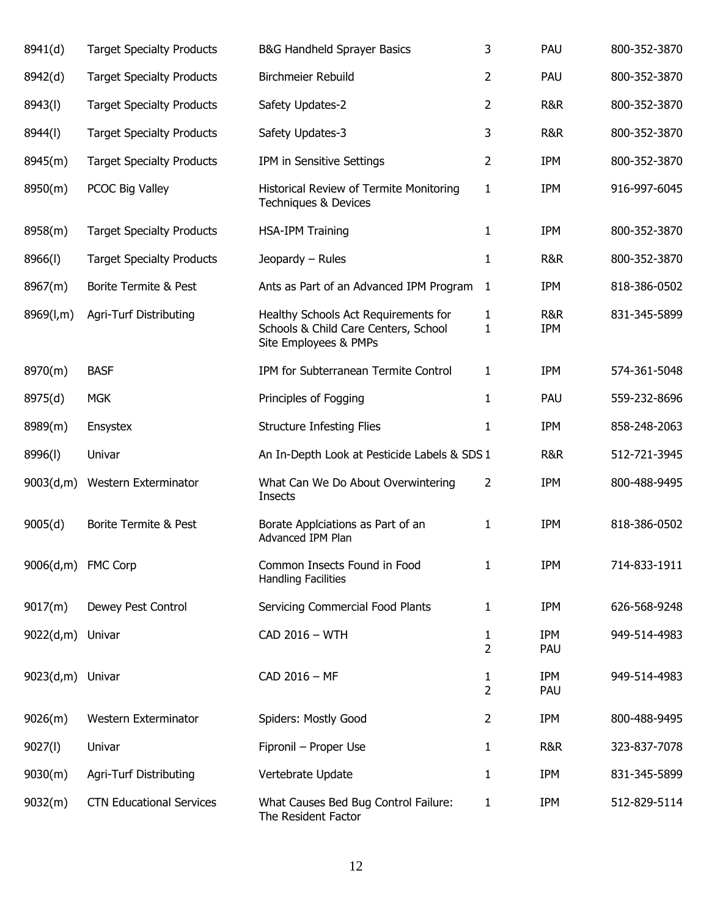| | | | | | |
|---|---|---|---|---|---|
| 8941(d) | Target Specialty Products | B&G Handheld Sprayer Basics | 3 | PAU | 800-352-3870 |
| 8942(d) | Target Specialty Products | Birchmeier Rebuild | 2 | PAU | 800-352-3870 |
| 8943(l) | Target Specialty Products | Safety Updates-2 | 2 | R&R | 800-352-3870 |
| 8944(l) | Target Specialty Products | Safety Updates-3 | 3 | R&R | 800-352-3870 |
| 8945(m) | Target Specialty Products | IPM in Sensitive Settings | 2 | IPM | 800-352-3870 |
| 8950(m) | PCOC Big Valley | Historical Review of Termite Monitoring Techniques & Devices | 1 | IPM | 916-997-6045 |
| 8958(m) | Target Specialty Products | HSA-IPM Training | 1 | IPM | 800-352-3870 |
| 8966(l) | Target Specialty Products | Jeopardy – Rules | 1 | R&R | 800-352-3870 |
| 8967(m) | Borite Termite & Pest | Ants as Part of an Advanced IPM Program | 1 | IPM | 818-386-0502 |
| 8969(l,m) | Agri-Turf Distributing | Healthy Schools Act Requirements for Schools & Child Care Centers, School Site Employees & PMPs | 1<br>1 | R&R<br>IPM | 831-345-5899 |
| 8970(m) | BASF | IPM for Subterranean Termite Control | 1 | IPM | 574-361-5048 |
| 8975(d) | MGK | Principles of Fogging | 1 | PAU | 559-232-8696 |
| 8989(m) | Ensystex | Structure Infesting Flies | 1 | IPM | 858-248-2063 |
| 8996(l) | Univar | An In-Depth Look at Pesticide Labels & SDS | 1 | R&R | 512-721-3945 |
| 9003(d,m) | Western Exterminator | What Can We Do About Overwintering Insects | 2 | IPM | 800-488-9495 |
| 9005(d) | Borite Termite & Pest | Borate Applciations as Part of an Advanced IPM Plan | 1 | IPM | 818-386-0502 |
| 9006(d,m) | FMC Corp | Common Insects Found in Food Handling Facilities | 1 | IPM | 714-833-1911 |
| 9017(m) | Dewey Pest Control | Servicing Commercial Food Plants | 1 | IPM | 626-568-9248 |
| 9022(d,m) | Univar | CAD 2016 – WTH | 1<br>2 | IPM<br>PAU | 949-514-4983 |
| 9023(d,m) | Univar | CAD 2016 – MF | 1<br>2 | IPM<br>PAU | 949-514-4983 |
| 9026(m) | Western Exterminator | Spiders: Mostly Good | 2 | IPM | 800-488-9495 |
| 9027(l) | Univar | Fipronil – Proper Use | 1 | R&R | 323-837-7078 |
| 9030(m) | Agri-Turf Distributing | Vertebrate Update | 1 | IPM | 831-345-5899 |
| 9032(m) | CTN Educational Services | What Causes Bed Bug Control Failure: The Resident Factor | 1 | IPM | 512-829-5114 |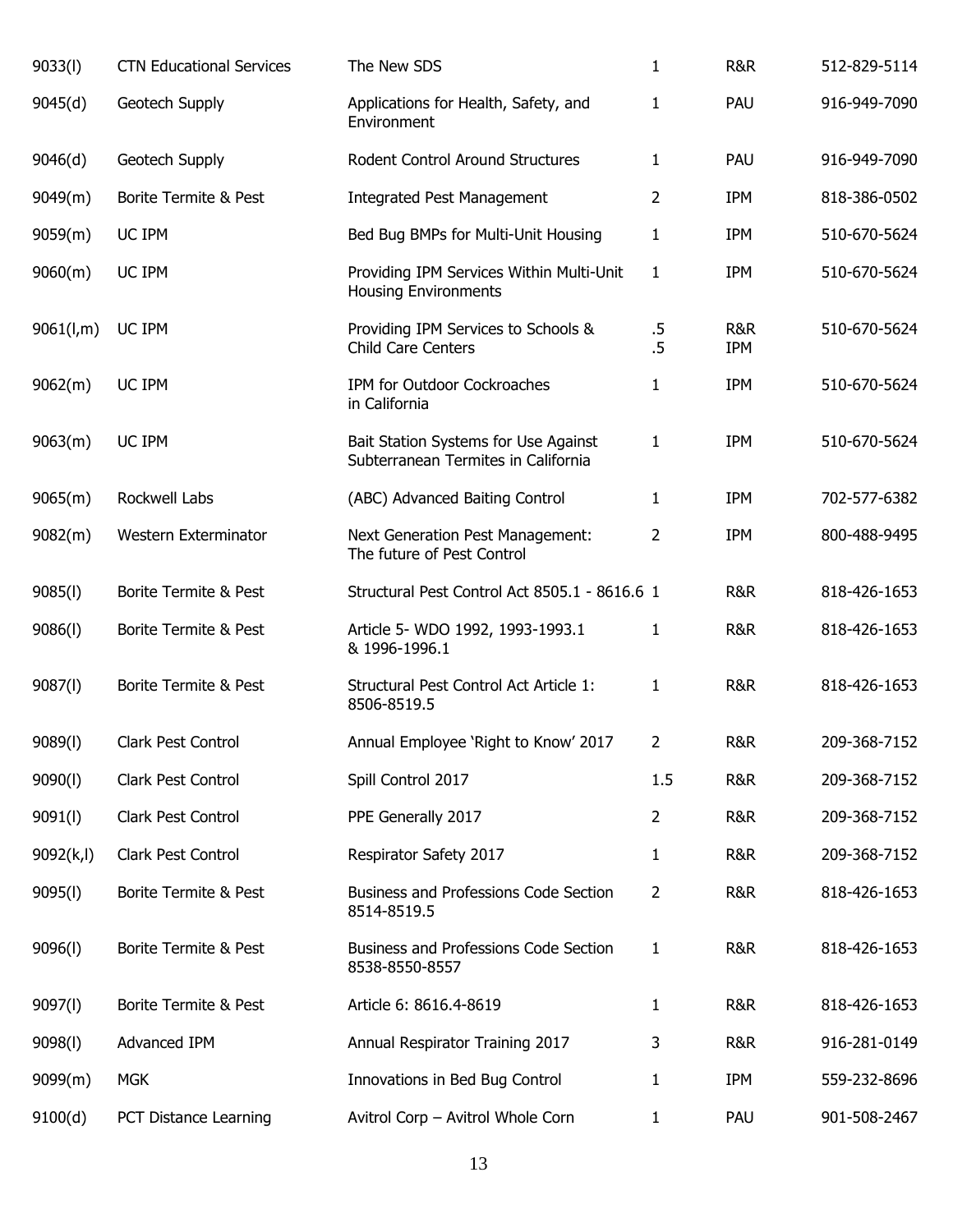| | | | | | |
|---|---|---|---|---|---|
| 9033(l) | CTN Educational Services | The New SDS | 1 | R&R | 512-829-5114 |
| 9045(d) | Geotech Supply | Applications for Health, Safety, and Environment | 1 | PAU | 916-949-7090 |
| 9046(d) | Geotech Supply | Rodent Control Around Structures | 1 | PAU | 916-949-7090 |
| 9049(m) | Borite Termite & Pest | Integrated Pest Management | 2 | IPM | 818-386-0502 |
| 9059(m) | UC IPM | Bed Bug BMPs for Multi-Unit Housing | 1 | IPM | 510-670-5624 |
| 9060(m) | UC IPM | Providing IPM Services Within Multi-Unit Housing Environments | 1 | IPM | 510-670-5624 |
| 9061(l,m) | UC IPM | Providing IPM Services to Schools & Child Care Centers | .5<br>.5 | R&R<br>IPM | 510-670-5624 |
| 9062(m) | UC IPM | IPM for Outdoor Cockroaches in California | 1 | IPM | 510-670-5624 |
| 9063(m) | UC IPM | Bait Station Systems for Use Against Subterranean Termites in California | 1 | IPM | 510-670-5624 |
| 9065(m) | Rockwell Labs | (ABC) Advanced Baiting Control | 1 | IPM | 702-577-6382 |
| 9082(m) | Western Exterminator | Next Generation Pest Management: The future of Pest Control | 2 | IPM | 800-488-9495 |
| 9085(l) | Borite Termite & Pest | Structural Pest Control Act 8505.1 - 8616.6 | 1 | R&R | 818-426-1653 |
| 9086(l) | Borite Termite & Pest | Article 5- WDO 1992, 1993-1993.1 & 1996-1996.1 | 1 | R&R | 818-426-1653 |
| 9087(l) | Borite Termite & Pest | Structural Pest Control Act Article 1: 8506-8519.5 | 1 | R&R | 818-426-1653 |
| 9089(l) | Clark Pest Control | Annual Employee 'Right to Know' 2017 | 2 | R&R | 209-368-7152 |
| 9090(l) | Clark Pest Control | Spill Control 2017 | 1.5 | R&R | 209-368-7152 |
| 9091(l) | Clark Pest Control | PPE Generally 2017 | 2 | R&R | 209-368-7152 |
| 9092(k,l) | Clark Pest Control | Respirator Safety 2017 | 1 | R&R | 209-368-7152 |
| 9095(l) | Borite Termite & Pest | Business and Professions Code Section 8514-8519.5 | 2 | R&R | 818-426-1653 |
| 9096(l) | Borite Termite & Pest | Business and Professions Code Section 8538-8550-8557 | 1 | R&R | 818-426-1653 |
| 9097(l) | Borite Termite & Pest | Article 6: 8616.4-8619 | 1 | R&R | 818-426-1653 |
| 9098(l) | Advanced IPM | Annual Respirator Training 2017 | 3 | R&R | 916-281-0149 |
| 9099(m) | MGK | Innovations in Bed Bug Control | 1 | IPM | 559-232-8696 |
| 9100(d) | PCT Distance Learning | Avitrol Corp – Avitrol Whole Corn | 1 | PAU | 901-508-2467 |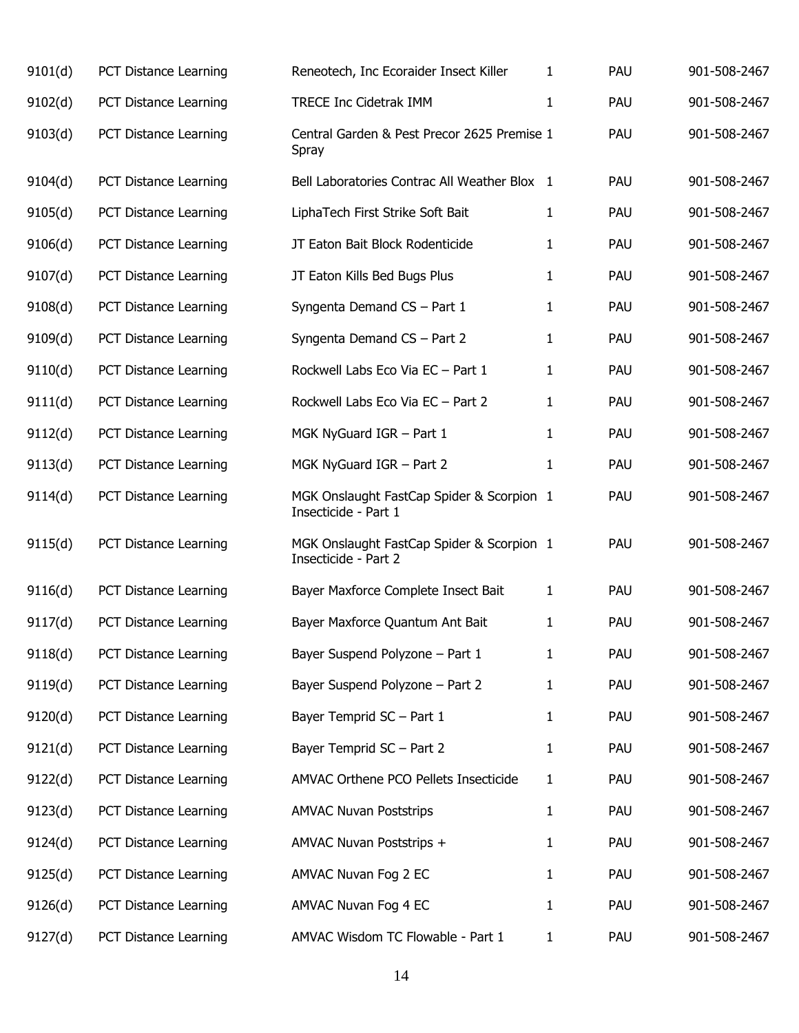| | | | | | |
|---|---|---|---|---|---|
| 9101(d) | PCT Distance Learning | Reneotech, Inc Ecoraider Insect Killer | 1 | PAU | 901-508-2467 |
| 9102(d) | PCT Distance Learning | TRECE Inc Cidetrak IMM | 1 | PAU | 901-508-2467 |
| 9103(d) | PCT Distance Learning | Central Garden & Pest Precor 2625 Premise Spray | 1 | PAU | 901-508-2467 |
| 9104(d) | PCT Distance Learning | Bell Laboratories Contrac All Weather Blox | 1 | PAU | 901-508-2467 |
| 9105(d) | PCT Distance Learning | LiphaTech First Strike Soft Bait | 1 | PAU | 901-508-2467 |
| 9106(d) | PCT Distance Learning | JT Eaton Bait Block Rodenticide | 1 | PAU | 901-508-2467 |
| 9107(d) | PCT Distance Learning | JT Eaton Kills Bed Bugs Plus | 1 | PAU | 901-508-2467 |
| 9108(d) | PCT Distance Learning | Syngenta Demand CS – Part 1 | 1 | PAU | 901-508-2467 |
| 9109(d) | PCT Distance Learning | Syngenta Demand CS – Part 2 | 1 | PAU | 901-508-2467 |
| 9110(d) | PCT Distance Learning | Rockwell Labs Eco Via EC – Part 1 | 1 | PAU | 901-508-2467 |
| 9111(d) | PCT Distance Learning | Rockwell Labs Eco Via EC – Part 2 | 1 | PAU | 901-508-2467 |
| 9112(d) | PCT Distance Learning | MGK NyGuard IGR – Part 1 | 1 | PAU | 901-508-2467 |
| 9113(d) | PCT Distance Learning | MGK NyGuard IGR – Part 2 | 1 | PAU | 901-508-2467 |
| 9114(d) | PCT Distance Learning | MGK Onslaught FastCap Spider & Scorpion Insecticide - Part 1 | 1 | PAU | 901-508-2467 |
| 9115(d) | PCT Distance Learning | MGK Onslaught FastCap Spider & Scorpion Insecticide - Part 2 | 1 | PAU | 901-508-2467 |
| 9116(d) | PCT Distance Learning | Bayer Maxforce Complete Insect Bait | 1 | PAU | 901-508-2467 |
| 9117(d) | PCT Distance Learning | Bayer Maxforce Quantum Ant Bait | 1 | PAU | 901-508-2467 |
| 9118(d) | PCT Distance Learning | Bayer Suspend Polyzone – Part 1 | 1 | PAU | 901-508-2467 |
| 9119(d) | PCT Distance Learning | Bayer Suspend Polyzone – Part 2 | 1 | PAU | 901-508-2467 |
| 9120(d) | PCT Distance Learning | Bayer Temprid SC – Part 1 | 1 | PAU | 901-508-2467 |
| 9121(d) | PCT Distance Learning | Bayer Temprid SC – Part 2 | 1 | PAU | 901-508-2467 |
| 9122(d) | PCT Distance Learning | AMVAC Orthene PCO Pellets Insecticide | 1 | PAU | 901-508-2467 |
| 9123(d) | PCT Distance Learning | AMVAC Nuvan Poststrips | 1 | PAU | 901-508-2467 |
| 9124(d) | PCT Distance Learning | AMVAC Nuvan Poststrips + | 1 | PAU | 901-508-2467 |
| 9125(d) | PCT Distance Learning | AMVAC Nuvan Fog 2 EC | 1 | PAU | 901-508-2467 |
| 9126(d) | PCT Distance Learning | AMVAC Nuvan Fog 4 EC | 1 | PAU | 901-508-2467 |
| 9127(d) | PCT Distance Learning | AMVAC Wisdom TC Flowable - Part 1 | 1 | PAU | 901-508-2467 |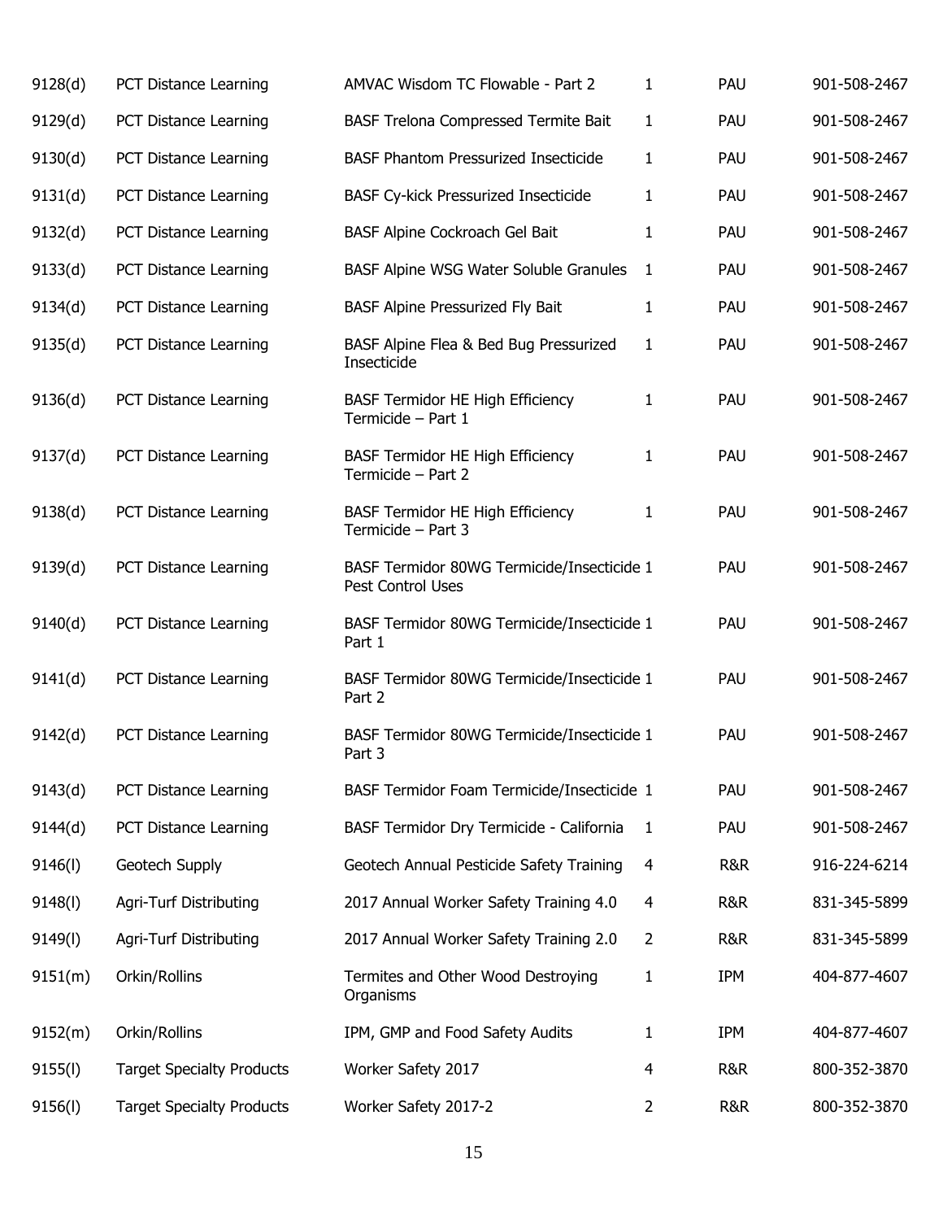| 9128(d) | PCT Distance Learning | AMVAC Wisdom TC Flowable - Part 2 | 1 | PAU | 901-508-2467 |
|---|---|---|---|---|---|
| 9129(d) | PCT Distance Learning | BASF Trelona Compressed Termite Bait | 1 | PAU | 901-508-2467 |
| 9130(d) | PCT Distance Learning | BASF Phantom Pressurized Insecticide | 1 | PAU | 901-508-2467 |
| 9131(d) | PCT Distance Learning | BASF Cy-kick Pressurized Insecticide | 1 | PAU | 901-508-2467 |
| 9132(d) | PCT Distance Learning | BASF Alpine Cockroach Gel Bait | 1 | PAU | 901-508-2467 |
| 9133(d) | PCT Distance Learning | BASF Alpine WSG Water Soluble Granules | 1 | PAU | 901-508-2467 |
| 9134(d) | PCT Distance Learning | BASF Alpine Pressurized Fly Bait | 1 | PAU | 901-508-2467 |
| 9135(d) | PCT Distance Learning | BASF Alpine Flea & Bed Bug Pressurized Insecticide | 1 | PAU | 901-508-2467 |
| 9136(d) | PCT Distance Learning | BASF Termidor HE High Efficiency Termicide – Part 1 | 1 | PAU | 901-508-2467 |
| 9137(d) | PCT Distance Learning | BASF Termidor HE High Efficiency Termicide – Part 2 | 1 | PAU | 901-508-2467 |
| 9138(d) | PCT Distance Learning | BASF Termidor HE High Efficiency Termicide – Part 3 | 1 | PAU | 901-508-2467 |
| 9139(d) | PCT Distance Learning | BASF Termidor 80WG Termicide/Insecticide Pest Control Uses | 1 | PAU | 901-508-2467 |
| 9140(d) | PCT Distance Learning | BASF Termidor 80WG Termicide/Insecticide Part 1 | 1 | PAU | 901-508-2467 |
| 9141(d) | PCT Distance Learning | BASF Termidor 80WG Termicide/Insecticide Part 2 | 1 | PAU | 901-508-2467 |
| 9142(d) | PCT Distance Learning | BASF Termidor 80WG Termicide/Insecticide Part 3 | 1 | PAU | 901-508-2467 |
| 9143(d) | PCT Distance Learning | BASF Termidor Foam Termicide/Insecticide | 1 | PAU | 901-508-2467 |
| 9144(d) | PCT Distance Learning | BASF Termidor Dry Termicide - California | 1 | PAU | 901-508-2467 |
| 9146(l) | Geotech Supply | Geotech Annual Pesticide Safety Training | 4 | R&R | 916-224-6214 |
| 9148(l) | Agri-Turf Distributing | 2017 Annual Worker Safety Training 4.0 | 4 | R&R | 831-345-5899 |
| 9149(l) | Agri-Turf Distributing | 2017 Annual Worker Safety Training 2.0 | 2 | R&R | 831-345-5899 |
| 9151(m) | Orkin/Rollins | Termites and Other Wood Destroying Organisms | 1 | IPM | 404-877-4607 |
| 9152(m) | Orkin/Rollins | IPM, GMP and Food Safety Audits | 1 | IPM | 404-877-4607 |
| 9155(l) | Target Specialty Products | Worker Safety 2017 | 4 | R&R | 800-352-3870 |
| 9156(l) | Target Specialty Products | Worker Safety 2017-2 | 2 | R&R | 800-352-3870 |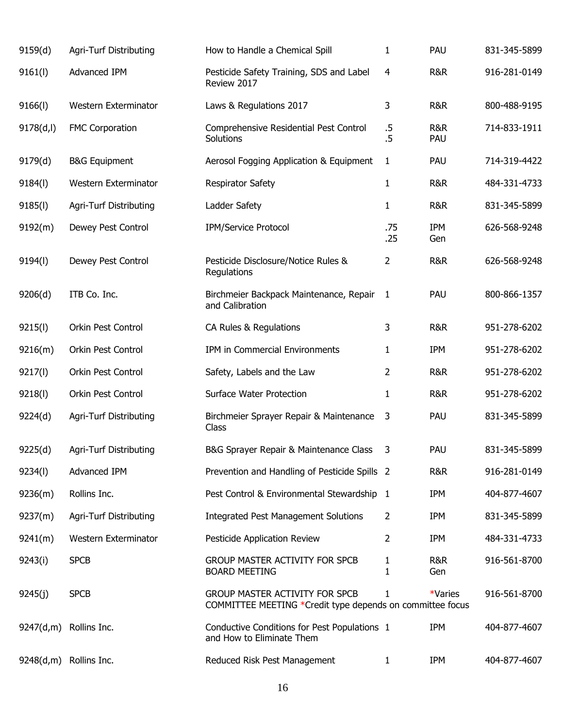| | | | | | |
|---|---|---|---|---|---|
| 9159(d) | Agri-Turf Distributing | How to Handle a Chemical Spill | 1 | PAU | 831-345-5899 |
| 9161(l) | Advanced IPM | Pesticide Safety Training, SDS and Label Review 2017 | 4 | R&R | 916-281-0149 |
| 9166(l) | Western Exterminator | Laws & Regulations 2017 | 3 | R&R | 800-488-9195 |
| 9178(d,l) | FMC Corporation | Comprehensive Residential Pest Control Solutions | .5<br>.5 | R&R<br>PAU | 714-833-1911 |
| 9179(d) | B&G Equipment | Aerosol Fogging Application & Equipment | 1 | PAU | 714-319-4422 |
| 9184(l) | Western Exterminator | Respirator Safety | 1 | R&R | 484-331-4733 |
| 9185(l) | Agri-Turf Distributing | Ladder Safety | 1 | R&R | 831-345-5899 |
| 9192(m) | Dewey Pest Control | IPM/Service Protocol | .75<br>.25 | IPM<br>Gen | 626-568-9248 |
| 9194(l) | Dewey Pest Control | Pesticide Disclosure/Notice Rules & Regulations | 2 | R&R | 626-568-9248 |
| 9206(d) | ITB Co. Inc. | Birchmeier Backpack Maintenance, Repair and Calibration | 1 | PAU | 800-866-1357 |
| 9215(l) | Orkin Pest Control | CA Rules & Regulations | 3 | R&R | 951-278-6202 |
| 9216(m) | Orkin Pest Control | IPM in Commercial Environments | 1 | IPM | 951-278-6202 |
| 9217(l) | Orkin Pest Control | Safety, Labels and the Law | 2 | R&R | 951-278-6202 |
| 9218(l) | Orkin Pest Control | Surface Water Protection | 1 | R&R | 951-278-6202 |
| 9224(d) | Agri-Turf Distributing | Birchmeier Sprayer Repair & Maintenance Class | 3 | PAU | 831-345-5899 |
| 9225(d) | Agri-Turf Distributing | B&G Sprayer Repair & Maintenance Class | 3 | PAU | 831-345-5899 |
| 9234(l) | Advanced IPM | Prevention and Handling of Pesticide Spills | 2 | R&R | 916-281-0149 |
| 9236(m) | Rollins Inc. | Pest Control & Environmental Stewardship | 1 | IPM | 404-877-4607 |
| 9237(m) | Agri-Turf Distributing | Integrated Pest Management Solutions | 2 | IPM | 831-345-5899 |
| 9241(m) | Western Exterminator | Pesticide Application Review | 2 | IPM | 484-331-4733 |
| 9243(i) | SPCB | GROUP MASTER ACTIVITY FOR SPCB BOARD MEETING | 1<br>1 | R&R<br>Gen | 916-561-8700 |
| 9245(j) | SPCB | GROUP MASTER ACTIVITY FOR SPCB COMMITTEE MEETING *Credit type depends on committee focus | 1 | *Varies | 916-561-8700 |
| 9247(d,m) | Rollins Inc. | Conductive Conditions for Pest Populations and How to Eliminate Them | 1 | IPM | 404-877-4607 |
| 9248(d,m) | Rollins Inc. | Reduced Risk Pest Management | 1 | IPM | 404-877-4607 |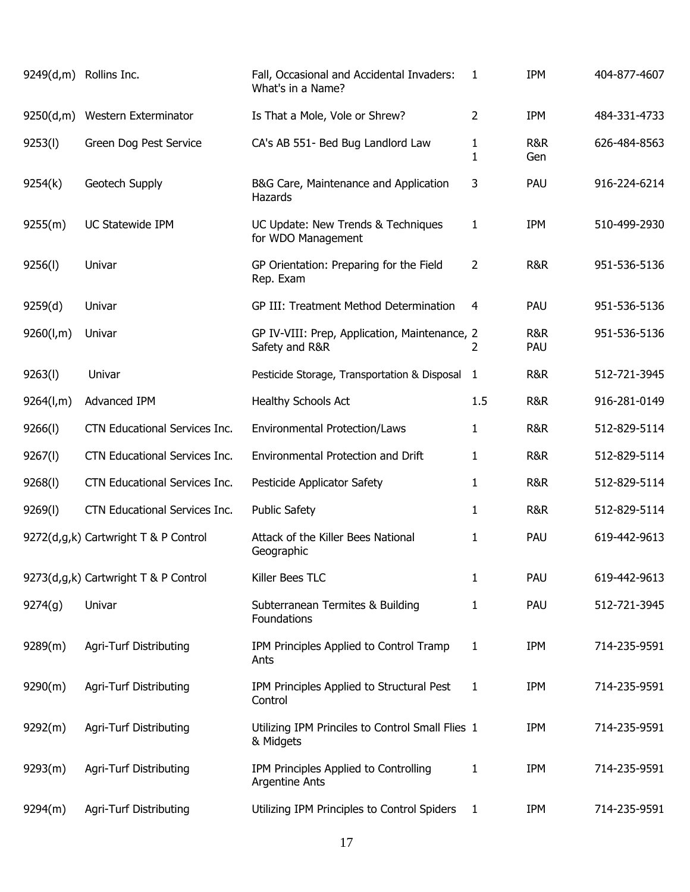| | | | | | |
|---|---|---|---|---|---|
| 9249(d,m) | Rollins Inc. | Fall, Occasional and Accidental Invaders: What's in a Name? | 1 | IPM | 404-877-4607 |
| 9250(d,m) | Western Exterminator | Is That a Mole, Vole or Shrew? | 2 | IPM | 484-331-4733 |
| 9253(l) | Green Dog Pest Service | CA's AB 551- Bed Bug Landlord Law | 1<br>1 | R&R<br>Gen | 626-484-8563 |
| 9254(k) | Geotech Supply | B&G Care, Maintenance and Application Hazards | 3 | PAU | 916-224-6214 |
| 9255(m) | UC Statewide IPM | UC Update: New Trends & Techniques for WDO Management | 1 | IPM | 510-499-2930 |
| 9256(l) | Univar | GP Orientation: Preparing for the Field Rep. Exam | 2 | R&R | 951-536-5136 |
| 9259(d) | Univar | GP III: Treatment Method Determination | 4 | PAU | 951-536-5136 |
| 9260(l,m) | Univar | GP IV-VIII: Prep, Application, Maintenance, Safety and R&R | 2<br>2 | R&R<br>PAU | 951-536-5136 |
| 9263(l) | Univar | Pesticide Storage, Transportation & Disposal | 1 | R&R | 512-721-3945 |
| 9264(l,m) | Advanced IPM | Healthy Schools Act | 1.5 | R&R | 916-281-0149 |
| 9266(l) | CTN Educational Services Inc. | Environmental Protection/Laws | 1 | R&R | 512-829-5114 |
| 9267(l) | CTN Educational Services Inc. | Environmental Protection and Drift | 1 | R&R | 512-829-5114 |
| 9268(l) | CTN Educational Services Inc. | Pesticide Applicator Safety | 1 | R&R | 512-829-5114 |
| 9269(l) | CTN Educational Services Inc. | Public Safety | 1 | R&R | 512-829-5114 |
| 9272(d,g,k) | Cartwright T & P Control | Attack of the Killer Bees National Geographic | 1 | PAU | 619-442-9613 |
| 9273(d,g,k) | Cartwright T & P Control | Killer Bees TLC | 1 | PAU | 619-442-9613 |
| 9274(g) | Univar | Subterranean Termites & Building Foundations | 1 | PAU | 512-721-3945 |
| 9289(m) | Agri-Turf Distributing | IPM Principles Applied to Control Tramp Ants | 1 | IPM | 714-235-9591 |
| 9290(m) | Agri-Turf Distributing | IPM Principles Applied to Structural Pest Control | 1 | IPM | 714-235-9591 |
| 9292(m) | Agri-Turf Distributing | Utilizing IPM Princiles to Control Small Flies & Midgets | 1 | IPM | 714-235-9591 |
| 9293(m) | Agri-Turf Distributing | IPM Principles Applied to Controlling Argentine Ants | 1 | IPM | 714-235-9591 |
| 9294(m) | Agri-Turf Distributing | Utilizing IPM Principles to Control Spiders | 1 | IPM | 714-235-9591 |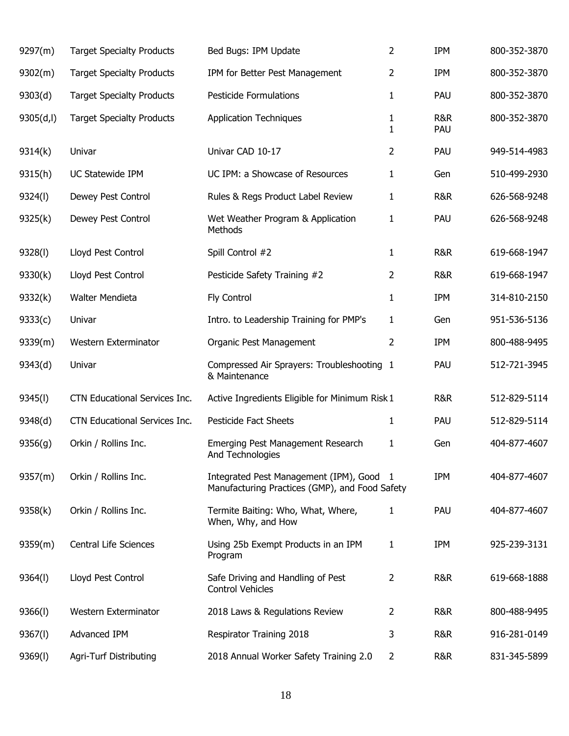| | | | | | |
|---|---|---|---|---|---|
| 9297(m) | Target Specialty Products | Bed Bugs: IPM Update | 2 | IPM | 800-352-3870 |
| 9302(m) | Target Specialty Products | IPM for Better Pest Management | 2 | IPM | 800-352-3870 |
| 9303(d) | Target Specialty Products | Pesticide Formulations | 1 | PAU | 800-352-3870 |
| 9305(d,l) | Target Specialty Products | Application Techniques | 1<br>1 | R&R<br>PAU | 800-352-3870 |
| 9314(k) | Univar | Univar CAD 10-17 | 2 | PAU | 949-514-4983 |
| 9315(h) | UC Statewide IPM | UC IPM: a Showcase of Resources | 1 | Gen | 510-499-2930 |
| 9324(l) | Dewey Pest Control | Rules & Regs Product Label Review | 1 | R&R | 626-568-9248 |
| 9325(k) | Dewey Pest Control | Wet Weather Program & Application Methods | 1 | PAU | 626-568-9248 |
| 9328(l) | Lloyd Pest Control | Spill Control #2 | 1 | R&R | 619-668-1947 |
| 9330(k) | Lloyd Pest Control | Pesticide Safety Training #2 | 2 | R&R | 619-668-1947 |
| 9332(k) | Walter Mendieta | Fly Control | 1 | IPM | 314-810-2150 |
| 9333(c) | Univar | Intro. to Leadership Training for PMP's | 1 | Gen | 951-536-5136 |
| 9339(m) | Western Exterminator | Organic Pest Management | 2 | IPM | 800-488-9495 |
| 9343(d) | Univar | Compressed Air Sprayers: Troubleshooting & Maintenance | 1 | PAU | 512-721-3945 |
| 9345(l) | CTN Educational Services Inc. | Active Ingredients Eligible for Minimum Risk | 1 | R&R | 512-829-5114 |
| 9348(d) | CTN Educational Services Inc. | Pesticide Fact Sheets | 1 | PAU | 512-829-5114 |
| 9356(g) | Orkin / Rollins Inc. | Emerging Pest Management Research And Technologies | 1 | Gen | 404-877-4607 |
| 9357(m) | Orkin / Rollins Inc. | Integrated Pest Management (IPM), Good Manufacturing Practices (GMP), and Food Safety | 1 | IPM | 404-877-4607 |
| 9358(k) | Orkin / Rollins Inc. | Termite Baiting: Who, What, Where, When, Why, and How | 1 | PAU | 404-877-4607 |
| 9359(m) | Central Life Sciences | Using 25b Exempt Products in an IPM Program | 1 | IPM | 925-239-3131 |
| 9364(l) | Lloyd Pest Control | Safe Driving and Handling of Pest Control Vehicles | 2 | R&R | 619-668-1888 |
| 9366(l) | Western Exterminator | 2018 Laws & Regulations Review | 2 | R&R | 800-488-9495 |
| 9367(l) | Advanced IPM | Respirator Training 2018 | 3 | R&R | 916-281-0149 |
| 9369(l) | Agri-Turf Distributing | 2018 Annual Worker Safety Training 2.0 | 2 | R&R | 831-345-5899 |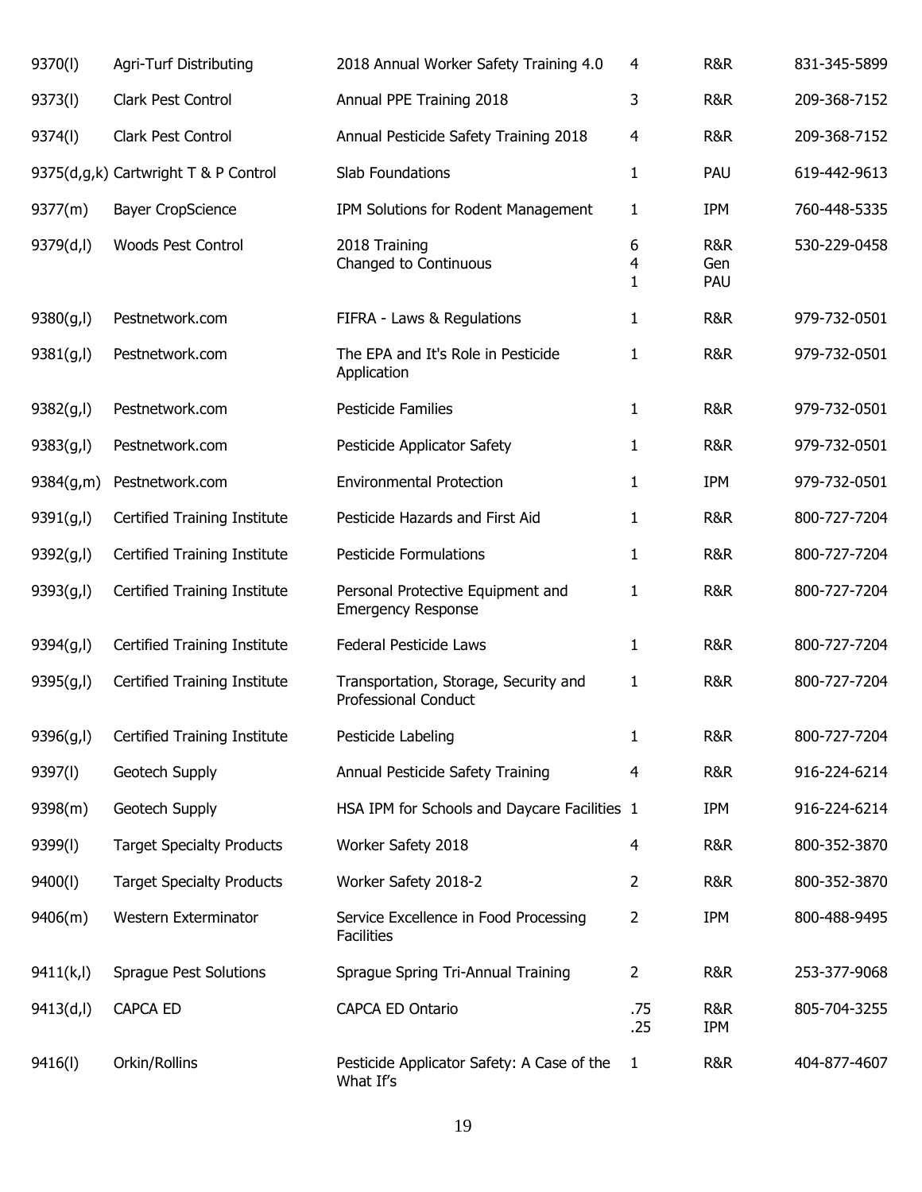| | | | | | |
|---|---|---|---|---|---|
| 9370(l) | Agri-Turf Distributing | 2018 Annual Worker Safety Training 4.0 | 4 | R&R | 831-345-5899 |
| 9373(l) | Clark Pest Control | Annual PPE Training 2018 | 3 | R&R | 209-368-7152 |
| 9374(l) | Clark Pest Control | Annual Pesticide Safety Training 2018 | 4 | R&R | 209-368-7152 |
| 9375(d,g,k) | Cartwright T & P Control | Slab Foundations | 1 | PAU | 619-442-9613 |
| 9377(m) | Bayer CropScience | IPM Solutions for Rodent Management | 1 | IPM | 760-448-5335 |
| 9379(d,l) | Woods Pest Control | 2018 Training<br>Changed to Continuous | 6<br>4<br>1 | R&R<br>Gen<br>PAU | 530-229-0458 |
| 9380(g,l) | Pestnetwork.com | FIFRA - Laws & Regulations | 1 | R&R | 979-732-0501 |
| 9381(g,l) | Pestnetwork.com | The EPA and It's Role in Pesticide Application | 1 | R&R | 979-732-0501 |
| 9382(g,l) | Pestnetwork.com | Pesticide Families | 1 | R&R | 979-732-0501 |
| 9383(g,l) | Pestnetwork.com | Pesticide Applicator Safety | 1 | R&R | 979-732-0501 |
| 9384(g,m) | Pestnetwork.com | Environmental Protection | 1 | IPM | 979-732-0501 |
| 9391(g,l) | Certified Training Institute | Pesticide Hazards and First Aid | 1 | R&R | 800-727-7204 |
| 9392(g,l) | Certified Training Institute | Pesticide Formulations | 1 | R&R | 800-727-7204 |
| 9393(g,l) | Certified Training Institute | Personal Protective Equipment and Emergency Response | 1 | R&R | 800-727-7204 |
| 9394(g,l) | Certified Training Institute | Federal Pesticide Laws | 1 | R&R | 800-727-7204 |
| 9395(g,l) | Certified Training Institute | Transportation, Storage, Security and Professional Conduct | 1 | R&R | 800-727-7204 |
| 9396(g,l) | Certified Training Institute | Pesticide Labeling | 1 | R&R | 800-727-7204 |
| 9397(l) | Geotech Supply | Annual Pesticide Safety Training | 4 | R&R | 916-224-6214 |
| 9398(m) | Geotech Supply | HSA IPM for Schools and Daycare Facilities | 1 | IPM | 916-224-6214 |
| 9399(l) | Target Specialty Products | Worker Safety 2018 | 4 | R&R | 800-352-3870 |
| 9400(l) | Target Specialty Products | Worker Safety 2018-2 | 2 | R&R | 800-352-3870 |
| 9406(m) | Western Exterminator | Service Excellence in Food Processing Facilities | 2 | IPM | 800-488-9495 |
| 9411(k,l) | Sprague Pest Solutions | Sprague Spring Tri-Annual Training | 2 | R&R | 253-377-9068 |
| 9413(d,l) | CAPCA ED | CAPCA ED Ontario | .75<br>.25 | R&R<br>IPM | 805-704-3255 |
| 9416(l) | Orkin/Rollins | Pesticide Applicator Safety: A Case of the What If's | 1 | R&R | 404-877-4607 |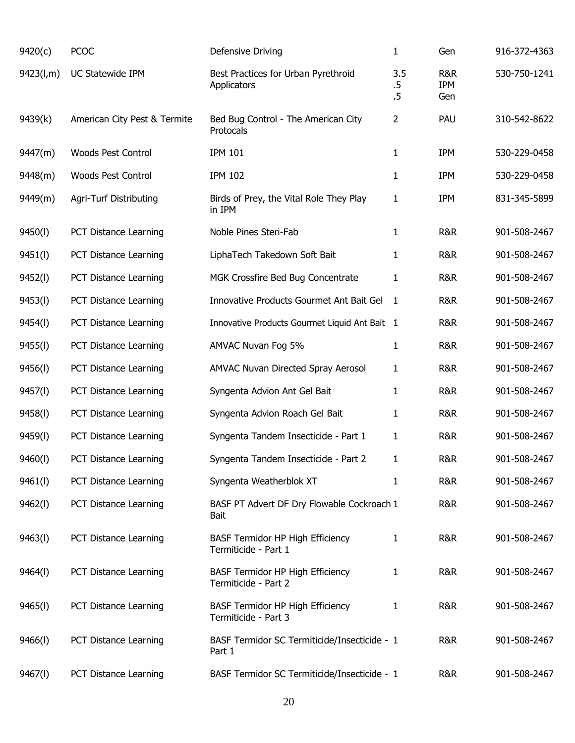| | | | | | |
|---|---|---|---|---|---|
| 9420(c) | PCOC | Defensive Driving | 1 | Gen | 916-372-4363 |
| 9423(l,m) | UC Statewide IPM | Best Practices for Urban Pyrethroid Applicators | 3.5<br>.5<br>.5 | R&R<br>IPM<br>Gen | 530-750-1241 |
| 9439(k) | American City Pest & Termite | Bed Bug Control - The American City Protocals | 2 | PAU | 310-542-8622 |
| 9447(m) | Woods Pest Control | IPM 101 | 1 | IPM | 530-229-0458 |
| 9448(m) | Woods Pest Control | IPM 102 | 1 | IPM | 530-229-0458 |
| 9449(m) | Agri-Turf Distributing | Birds of Prey, the Vital Role They Play in IPM | 1 | IPM | 831-345-5899 |
| 9450(l) | PCT Distance Learning | Noble Pines Steri-Fab | 1 | R&R | 901-508-2467 |
| 9451(l) | PCT Distance Learning | LiphaTech Takedown Soft Bait | 1 | R&R | 901-508-2467 |
| 9452(l) | PCT Distance Learning | MGK Crossfire Bed Bug Concentrate | 1 | R&R | 901-508-2467 |
| 9453(l) | PCT Distance Learning | Innovative Products Gourmet Ant Bait Gel | 1 | R&R | 901-508-2467 |
| 9454(l) | PCT Distance Learning | Innovative Products Gourmet Liquid Ant Bait | 1 | R&R | 901-508-2467 |
| 9455(l) | PCT Distance Learning | AMVAC Nuvan Fog 5% | 1 | R&R | 901-508-2467 |
| 9456(l) | PCT Distance Learning | AMVAC Nuvan Directed Spray Aerosol | 1 | R&R | 901-508-2467 |
| 9457(l) | PCT Distance Learning | Syngenta Advion Ant Gel Bait | 1 | R&R | 901-508-2467 |
| 9458(l) | PCT Distance Learning | Syngenta Advion Roach Gel Bait | 1 | R&R | 901-508-2467 |
| 9459(l) | PCT Distance Learning | Syngenta Tandem Insecticide - Part 1 | 1 | R&R | 901-508-2467 |
| 9460(l) | PCT Distance Learning | Syngenta Tandem Insecticide - Part 2 | 1 | R&R | 901-508-2467 |
| 9461(l) | PCT Distance Learning | Syngenta Weatherblok XT | 1 | R&R | 901-508-2467 |
| 9462(l) | PCT Distance Learning | BASF PT Advert DF Dry Flowable Cockroach Bait | 1 | R&R | 901-508-2467 |
| 9463(l) | PCT Distance Learning | BASF Termidor HP High Efficiency Termiticide - Part 1 | 1 | R&R | 901-508-2467 |
| 9464(l) | PCT Distance Learning | BASF Termidor HP High Efficiency Termiticide - Part 2 | 1 | R&R | 901-508-2467 |
| 9465(l) | PCT Distance Learning | BASF Termidor HP High Efficiency Termiticide - Part 3 | 1 | R&R | 901-508-2467 |
| 9466(l) | PCT Distance Learning | BASF Termidor SC Termiticide/Insecticide - Part 1 | 1 | R&R | 901-508-2467 |
| 9467(l) | PCT Distance Learning | BASF Termidor SC Termiticide/Insecticide - | 1 | R&R | 901-508-2467 |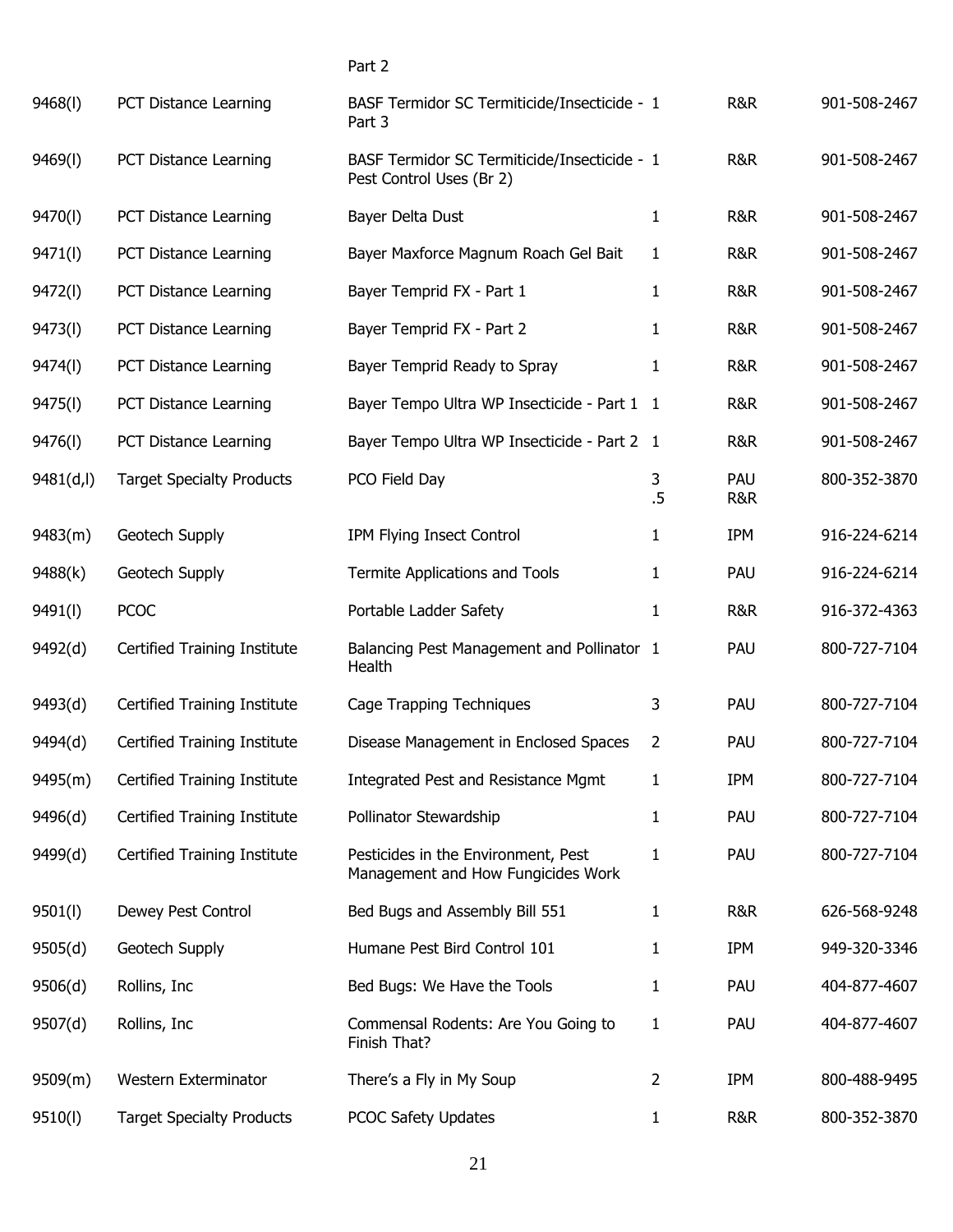| | | | | | |
|---|---|---|---|---|---|
| | | Part 2 | | | |
| 9468(l) | PCT Distance Learning | BASF Termidor SC Termiticide/Insecticide - Part 3 | 1 | R&R | 901-508-2467 |
| 9469(l) | PCT Distance Learning | BASF Termidor SC Termiticide/Insecticide - Pest Control Uses (Br 2) | 1 | R&R | 901-508-2467 |
| 9470(l) | PCT Distance Learning | Bayer Delta Dust | 1 | R&R | 901-508-2467 |
| 9471(l) | PCT Distance Learning | Bayer Maxforce Magnum Roach Gel Bait | 1 | R&R | 901-508-2467 |
| 9472(l) | PCT Distance Learning | Bayer Temprid FX - Part 1 | 1 | R&R | 901-508-2467 |
| 9473(l) | PCT Distance Learning | Bayer Temprid FX - Part 2 | 1 | R&R | 901-508-2467 |
| 9474(l) | PCT Distance Learning | Bayer Temprid Ready to Spray | 1 | R&R | 901-508-2467 |
| 9475(l) | PCT Distance Learning | Bayer Tempo Ultra WP Insecticide - Part 1 | 1 | R&R | 901-508-2467 |
| 9476(l) | PCT Distance Learning | Bayer Tempo Ultra WP Insecticide - Part 2 | 1 | R&R | 901-508-2467 |
| 9481(d,l) | Target Specialty Products | PCO Field Day | 3<br>.5 | PAU<br>R&R | 800-352-3870 |
| 9483(m) | Geotech Supply | IPM Flying Insect Control | 1 | IPM | 916-224-6214 |
| 9488(k) | Geotech Supply | Termite Applications and Tools | 1 | PAU | 916-224-6214 |
| 9491(l) | PCOC | Portable Ladder Safety | 1 | R&R | 916-372-4363 |
| 9492(d) | Certified Training Institute | Balancing Pest Management and Pollinator Health | 1 | PAU | 800-727-7104 |
| 9493(d) | Certified Training Institute | Cage Trapping Techniques | 3 | PAU | 800-727-7104 |
| 9494(d) | Certified Training Institute | Disease Management in Enclosed Spaces | 2 | PAU | 800-727-7104 |
| 9495(m) | Certified Training Institute | Integrated Pest and Resistance Mgmt | 1 | IPM | 800-727-7104 |
| 9496(d) | Certified Training Institute | Pollinator Stewardship | 1 | PAU | 800-727-7104 |
| 9499(d) | Certified Training Institute | Pesticides in the Environment, Pest Management and How Fungicides Work | 1 | PAU | 800-727-7104 |
| 9501(l) | Dewey Pest Control | Bed Bugs and Assembly Bill 551 | 1 | R&R | 626-568-9248 |
| 9505(d) | Geotech Supply | Humane Pest Bird Control 101 | 1 | IPM | 949-320-3346 |
| 9506(d) | Rollins, Inc | Bed Bugs: We Have the Tools | 1 | PAU | 404-877-4607 |
| 9507(d) | Rollins, Inc | Commensal Rodents: Are You Going to Finish That? | 1 | PAU | 404-877-4607 |
| 9509(m) | Western Exterminator | There's a Fly in My Soup | 2 | IPM | 800-488-9495 |
| 9510(l) | Target Specialty Products | PCOC Safety Updates | 1 | R&R | 800-352-3870 |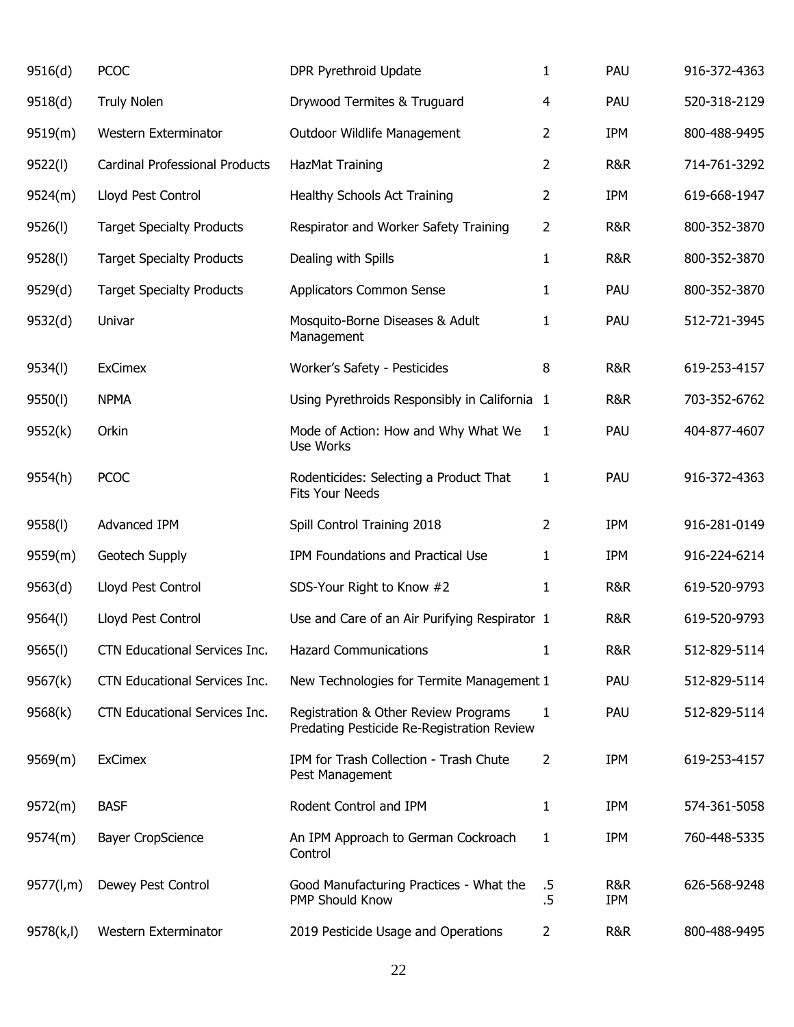| | | | | | |
|---|---|---|---|---|---|
| 9516(d) | PCOC | DPR Pyrethroid Update | 1 | PAU | 916-372-4363 |
| 9518(d) | Truly Nolen | Drywood Termites & Truguard | 4 | PAU | 520-318-2129 |
| 9519(m) | Western Exterminator | Outdoor Wildlife Management | 2 | IPM | 800-488-9495 |
| 9522(l) | Cardinal Professional Products | HazMat Training | 2 | R&R | 714-761-3292 |
| 9524(m) | Lloyd Pest Control | Healthy Schools Act Training | 2 | IPM | 619-668-1947 |
| 9526(l) | Target Specialty Products | Respirator and Worker Safety Training | 2 | R&R | 800-352-3870 |
| 9528(l) | Target Specialty Products | Dealing with Spills | 1 | R&R | 800-352-3870 |
| 9529(d) | Target Specialty Products | Applicators Common Sense | 1 | PAU | 800-352-3870 |
| 9532(d) | Univar | Mosquito-Borne Diseases & Adult Management | 1 | PAU | 512-721-3945 |
| 9534(l) | ExCimex | Worker's Safety - Pesticides | 8 | R&R | 619-253-4157 |
| 9550(l) | NPMA | Using Pyrethroids Responsibly in California | 1 | R&R | 703-352-6762 |
| 9552(k) | Orkin | Mode of Action: How and Why What We Use Works | 1 | PAU | 404-877-4607 |
| 9554(h) | PCOC | Rodenticides: Selecting a Product That Fits Your Needs | 1 | PAU | 916-372-4363 |
| 9558(l) | Advanced IPM | Spill Control Training 2018 | 2 | IPM | 916-281-0149 |
| 9559(m) | Geotech Supply | IPM Foundations and Practical Use | 1 | IPM | 916-224-6214 |
| 9563(d) | Lloyd Pest Control | SDS-Your Right to Know #2 | 1 | R&R | 619-520-9793 |
| 9564(l) | Lloyd Pest Control | Use and Care of an Air Purifying Respirator | 1 | R&R | 619-520-9793 |
| 9565(l) | CTN Educational Services Inc. | Hazard Communications | 1 | R&R | 512-829-5114 |
| 9567(k) | CTN Educational Services Inc. | New Technologies for Termite Management | 1 | PAU | 512-829-5114 |
| 9568(k) | CTN Educational Services Inc. | Registration & Other Review Programs Predating Pesticide Re-Registration Review | 1 | PAU | 512-829-5114 |
| 9569(m) | ExCimex | IPM for Trash Collection - Trash Chute Pest Management | 2 | IPM | 619-253-4157 |
| 9572(m) | BASF | Rodent Control and IPM | 1 | IPM | 574-361-5058 |
| 9574(m) | Bayer CropScience | An IPM Approach to German Cockroach Control | 1 | IPM | 760-448-5335 |
| 9577(l,m) | Dewey Pest Control | Good Manufacturing Practices - What the PMP Should Know | .5<br>.5 | R&R<br>IPM | 626-568-9248 |
| 9578(k,l) | Western Exterminator | 2019 Pesticide Usage and Operations | 2 | R&R | 800-488-9495 |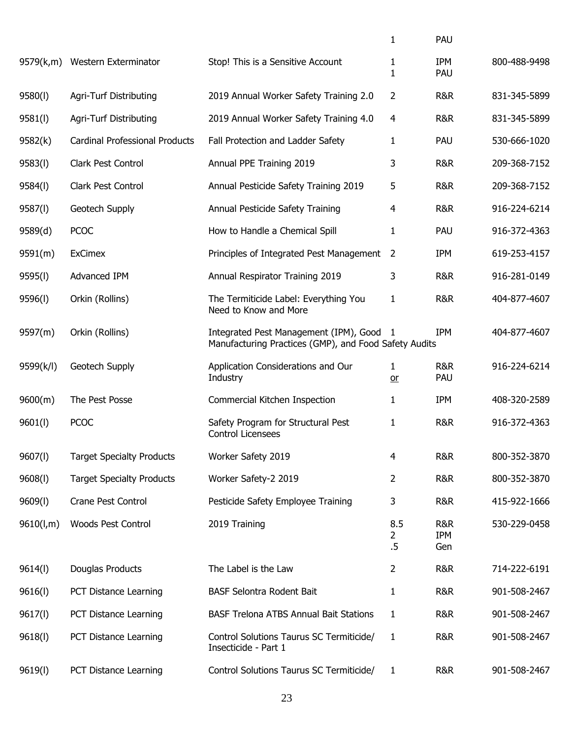| | | | 1 | PAU | |
|---|---|---|---|---|---|
| 9579(k,m) | Western Exterminator | Stop! This is a Sensitive Account | 1<br>1 | IPM<br>PAU | 800-488-9498 |
| 9580(l) | Agri-Turf Distributing | 2019 Annual Worker Safety Training 2.0 | 2 | R&R | 831-345-5899 |
| 9581(l) | Agri-Turf Distributing | 2019 Annual Worker Safety Training 4.0 | 4 | R&R | 831-345-5899 |
| 9582(k) | Cardinal Professional Products | Fall Protection and Ladder Safety | 1 | PAU | 530-666-1020 |
| 9583(l) | Clark Pest Control | Annual PPE Training 2019 | 3 | R&R | 209-368-7152 |
| 9584(l) | Clark Pest Control | Annual Pesticide Safety Training 2019 | 5 | R&R | 209-368-7152 |
| 9587(l) | Geotech Supply | Annual Pesticide Safety Training | 4 | R&R | 916-224-6214 |
| 9589(d) | PCOC | How to Handle a Chemical Spill | 1 | PAU | 916-372-4363 |
| 9591(m) | ExCimex | Principles of Integrated Pest Management | 2 | IPM | 619-253-4157 |
| 9595(l) | Advanced IPM | Annual Respirator Training 2019 | 3 | R&R | 916-281-0149 |
| 9596(l) | Orkin (Rollins) | The Termiticide Label: Everything You Need to Know and More | 1 | R&R | 404-877-4607 |
| 9597(m) | Orkin (Rollins) | Integrated Pest Management (IPM), Good Manufacturing Practices (GMP), and Food Safety Audits | 1 | IPM | 404-877-4607 |
| 9599(k/l) | Geotech Supply | Application Considerations and Our Industry | 1<br>or | R&R<br>PAU | 916-224-6214 |
| 9600(m) | The Pest Posse | Commercial Kitchen Inspection | 1 | IPM | 408-320-2589 |
| 9601(l) | PCOC | Safety Program for Structural Pest Control Licensees | 1 | R&R | 916-372-4363 |
| 9607(l) | Target Specialty Products | Worker Safety 2019 | 4 | R&R | 800-352-3870 |
| 9608(l) | Target Specialty Products | Worker Safety-2 2019 | 2 | R&R | 800-352-3870 |
| 9609(l) | Crane Pest Control | Pesticide Safety Employee Training | 3 | R&R | 415-922-1666 |
| 9610(l,m) | Woods Pest Control | 2019 Training | 8.5<br>2<br>.5 | R&R<br>IPM<br>Gen | 530-229-0458 |
| 9614(l) | Douglas Products | The Label is the Law | 2 | R&R | 714-222-6191 |
| 9616(l) | PCT Distance Learning | BASF Selontra Rodent Bait | 1 | R&R | 901-508-2467 |
| 9617(l) | PCT Distance Learning | BASF Trelona ATBS Annual Bait Stations | 1 | R&R | 901-508-2467 |
| 9618(l) | PCT Distance Learning | Control Solutions Taurus SC Termiticide/ Insecticide - Part 1 | 1 | R&R | 901-508-2467 |
| 9619(l) | PCT Distance Learning | Control Solutions Taurus SC Termiticide/ | 1 | R&R | 901-508-2467 |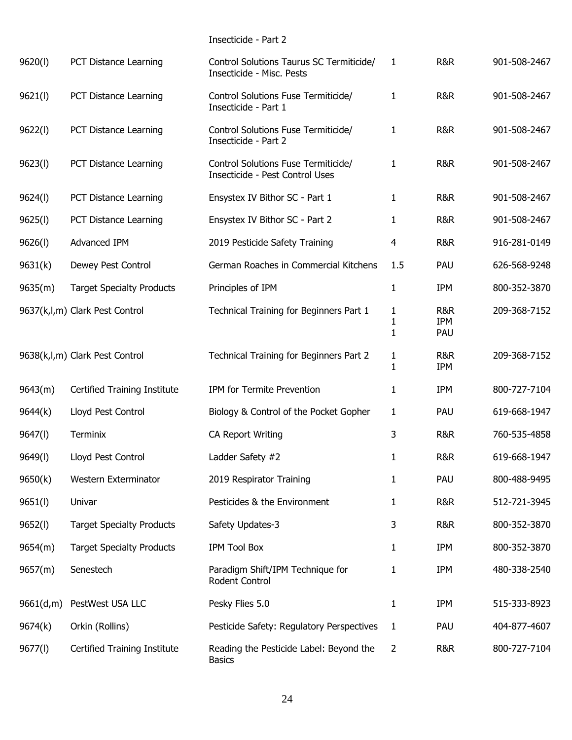| | | Insecticide - Part 2 | | | |
|---|---|---|---|---|---|
| 9620(l) | PCT Distance Learning | Control Solutions Taurus SC Termiticide/ Insecticide - Misc. Pests | 1 | R&R | 901-508-2467 |
| 9621(l) | PCT Distance Learning | Control Solutions Fuse Termiticide/ Insecticide - Part 1 | 1 | R&R | 901-508-2467 |
| 9622(l) | PCT Distance Learning | Control Solutions Fuse Termiticide/ Insecticide - Part 2 | 1 | R&R | 901-508-2467 |
| 9623(l) | PCT Distance Learning | Control Solutions Fuse Termiticide/ Insecticide - Pest Control Uses | 1 | R&R | 901-508-2467 |
| 9624(l) | PCT Distance Learning | Ensystex IV Bithor SC - Part 1 | 1 | R&R | 901-508-2467 |
| 9625(l) | PCT Distance Learning | Ensystex IV Bithor SC - Part 2 | 1 | R&R | 901-508-2467 |
| 9626(l) | Advanced IPM | 2019 Pesticide Safety Training | 4 | R&R | 916-281-0149 |
| 9631(k) | Dewey Pest Control | German Roaches in Commercial Kitchens | 1.5 | PAU | 626-568-9248 |
| 9635(m) | Target Specialty Products | Principles of IPM | 1 | IPM | 800-352-3870 |
| 9637(k,l,m) | Clark Pest Control | Technical Training for Beginners Part 1 | 1<br>1<br>1 | R&R<br>IPM<br>PAU | 209-368-7152 |
| 9638(k,l,m) | Clark Pest Control | Technical Training for Beginners Part 2 | 1<br>1 | R&R<br>IPM | 209-368-7152 |
| 9643(m) | Certified Training Institute | IPM for Termite Prevention | 1 | IPM | 800-727-7104 |
| 9644(k) | Lloyd Pest Control | Biology & Control of the Pocket Gopher | 1 | PAU | 619-668-1947 |
| 9647(l) | Terminix | CA Report Writing | 3 | R&R | 760-535-4858 |
| 9649(l) | Lloyd Pest Control | Ladder Safety #2 | 1 | R&R | 619-668-1947 |
| 9650(k) | Western Exterminator | 2019 Respirator Training | 1 | PAU | 800-488-9495 |
| 9651(l) | Univar | Pesticides & the Environment | 1 | R&R | 512-721-3945 |
| 9652(l) | Target Specialty Products | Safety Updates-3 | 3 | R&R | 800-352-3870 |
| 9654(m) | Target Specialty Products | IPM Tool Box | 1 | IPM | 800-352-3870 |
| 9657(m) | Senestech | Paradigm Shift/IPM Technique for Rodent Control | 1 | IPM | 480-338-2540 |
| 9661(d,m) | PestWest USA LLC | Pesky Flies 5.0 | 1 | IPM | 515-333-8923 |
| 9674(k) | Orkin (Rollins) | Pesticide Safety: Regulatory Perspectives | 1 | PAU | 404-877-4607 |
| 9677(l) | Certified Training Institute | Reading the Pesticide Label: Beyond the Basics | 2 | R&R | 800-727-7104 |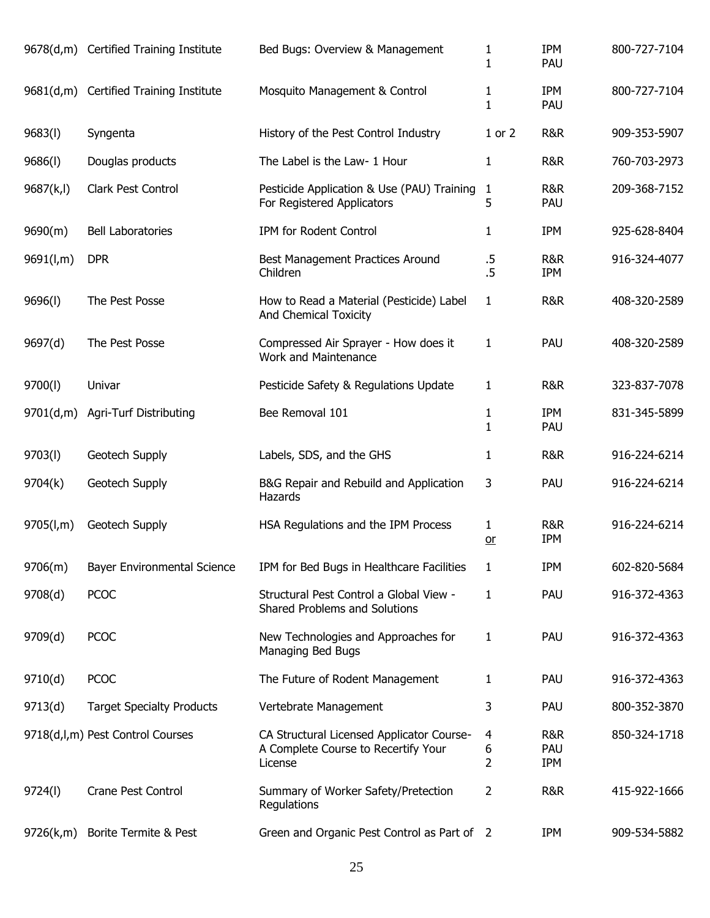| | | | | | |
|---|---|---|---|---|---|
| 9678(d,m) | Certified Training Institute | Bed Bugs: Overview & Management | 1<br>1 | IPM<br>PAU | 800-727-7104 |
| 9681(d,m) | Certified Training Institute | Mosquito Management & Control | 1<br>1 | IPM<br>PAU | 800-727-7104 |
| 9683(l) | Syngenta | History of the Pest Control Industry | 1 or 2 | R&R | 909-353-5907 |
| 9686(l) | Douglas products | The Label is the Law- 1 Hour | 1 | R&R | 760-703-2973 |
| 9687(k,l) | Clark Pest Control | Pesticide Application & Use (PAU) Training For Registered Applicators | 1<br>5 | R&R<br>PAU | 209-368-7152 |
| 9690(m) | Bell Laboratories | IPM for Rodent Control | 1 | IPM | 925-628-8404 |
| 9691(l,m) | DPR | Best Management Practices Around Children | .5<br>.5 | R&R<br>IPM | 916-324-4077 |
| 9696(l) | The Pest Posse | How to Read a Material (Pesticide) Label And Chemical Toxicity | 1 | R&R | 408-320-2589 |
| 9697(d) | The Pest Posse | Compressed Air Sprayer - How does it Work and Maintenance | 1 | PAU | 408-320-2589 |
| 9700(l) | Univar | Pesticide Safety & Regulations Update | 1 | R&R | 323-837-7078 |
| 9701(d,m) | Agri-Turf Distributing | Bee Removal 101 | 1<br>1 | IPM<br>PAU | 831-345-5899 |
| 9703(l) | Geotech Supply | Labels, SDS, and the GHS | 1 | R&R | 916-224-6214 |
| 9704(k) | Geotech Supply | B&G Repair and Rebuild and Application Hazards | 3 | PAU | 916-224-6214 |
| 9705(l,m) | Geotech Supply | HSA Regulations and the IPM Process | 1<br>or | R&R<br>IPM | 916-224-6214 |
| 9706(m) | Bayer Environmental Science | IPM for Bed Bugs in Healthcare Facilities | 1 | IPM | 602-820-5684 |
| 9708(d) | PCOC | Structural Pest Control a Global View - Shared Problems and Solutions | 1 | PAU | 916-372-4363 |
| 9709(d) | PCOC | New Technologies and Approaches for Managing Bed Bugs | 1 | PAU | 916-372-4363 |
| 9710(d) | PCOC | The Future of Rodent Management | 1 | PAU | 916-372-4363 |
| 9713(d) | Target Specialty Products | Vertebrate Management | 3 | PAU | 800-352-3870 |
| 9718(d,l,m) | Pest Control Courses | CA Structural Licensed Applicator Course- A Complete Course to Recertify Your License | 4<br>6<br>2 | R&R<br>PAU<br>IPM | 850-324-1718 |
| 9724(l) | Crane Pest Control | Summary of Worker Safety/Pretection Regulations | 2 | R&R | 415-922-1666 |
| 9726(k,m) | Borite Termite & Pest | Green and Organic Pest Control as Part of | 2 | IPM | 909-534-5882 |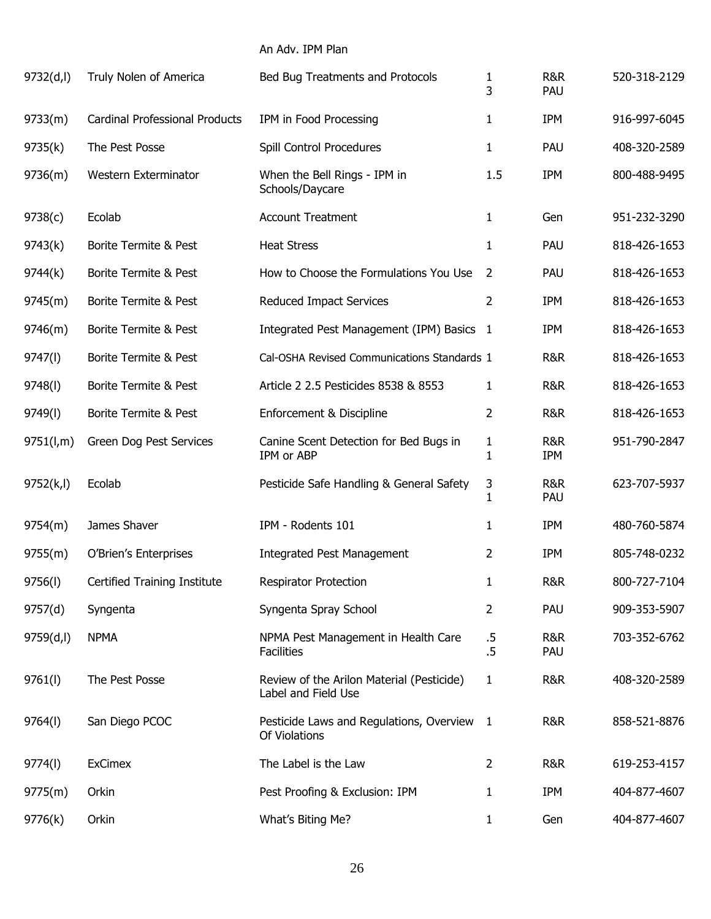| | | An Adv. IPM Plan | | | |
|---|---|---|---|---|---|
| 9732(d,l) | Truly Nolen of America | Bed Bug Treatments and Protocols | 1<br>3 | R&R<br>PAU | 520-318-2129 |
| 9733(m) | Cardinal Professional Products | IPM in Food Processing | 1 | IPM | 916-997-6045 |
| 9735(k) | The Pest Posse | Spill Control Procedures | 1 | PAU | 408-320-2589 |
| 9736(m) | Western Exterminator | When the Bell Rings - IPM in Schools/Daycare | 1.5 | IPM | 800-488-9495 |
| 9738(c) | Ecolab | Account Treatment | 1 | Gen | 951-232-3290 |
| 9743(k) | Borite Termite & Pest | Heat Stress | 1 | PAU | 818-426-1653 |
| 9744(k) | Borite Termite & Pest | How to Choose the Formulations You Use | 2 | PAU | 818-426-1653 |
| 9745(m) | Borite Termite & Pest | Reduced Impact Services | 2 | IPM | 818-426-1653 |
| 9746(m) | Borite Termite & Pest | Integrated Pest Management (IPM) Basics | 1 | IPM | 818-426-1653 |
| 9747(l) | Borite Termite & Pest | Cal-OSHA Revised Communications Standards | 1 | R&R | 818-426-1653 |
| 9748(l) | Borite Termite & Pest | Article 2 2.5 Pesticides 8538 & 8553 | 1 | R&R | 818-426-1653 |
| 9749(l) | Borite Termite & Pest | Enforcement & Discipline | 2 | R&R | 818-426-1653 |
| 9751(l,m) | Green Dog Pest Services | Canine Scent Detection for Bed Bugs in IPM or ABP | 1<br>1 | R&R<br>IPM | 951-790-2847 |
| 9752(k,l) | Ecolab | Pesticide Safe Handling & General Safety | 3<br>1 | R&R<br>PAU | 623-707-5937 |
| 9754(m) | James Shaver | IPM - Rodents 101 | 1 | IPM | 480-760-5874 |
| 9755(m) | O'Brien's Enterprises | Integrated Pest Management | 2 | IPM | 805-748-0232 |
| 9756(l) | Certified Training Institute | Respirator Protection | 1 | R&R | 800-727-7104 |
| 9757(d) | Syngenta | Syngenta Spray School | 2 | PAU | 909-353-5907 |
| 9759(d,l) | NPMA | NPMA Pest Management in Health Care Facilities | .5<br>.5 | R&R<br>PAU | 703-352-6762 |
| 9761(l) | The Pest Posse | Review of the Arilon Material (Pesticide) Label and Field Use | 1 | R&R | 408-320-2589 |
| 9764(l) | San Diego PCOC | Pesticide Laws and Regulations, Overview Of Violations | 1 | R&R | 858-521-8876 |
| 9774(l) | ExCimex | The Label is the Law | 2 | R&R | 619-253-4157 |
| 9775(m) | Orkin | Pest Proofing & Exclusion: IPM | 1 | IPM | 404-877-4607 |
| 9776(k) | Orkin | What's Biting Me? | 1 | Gen | 404-877-4607 |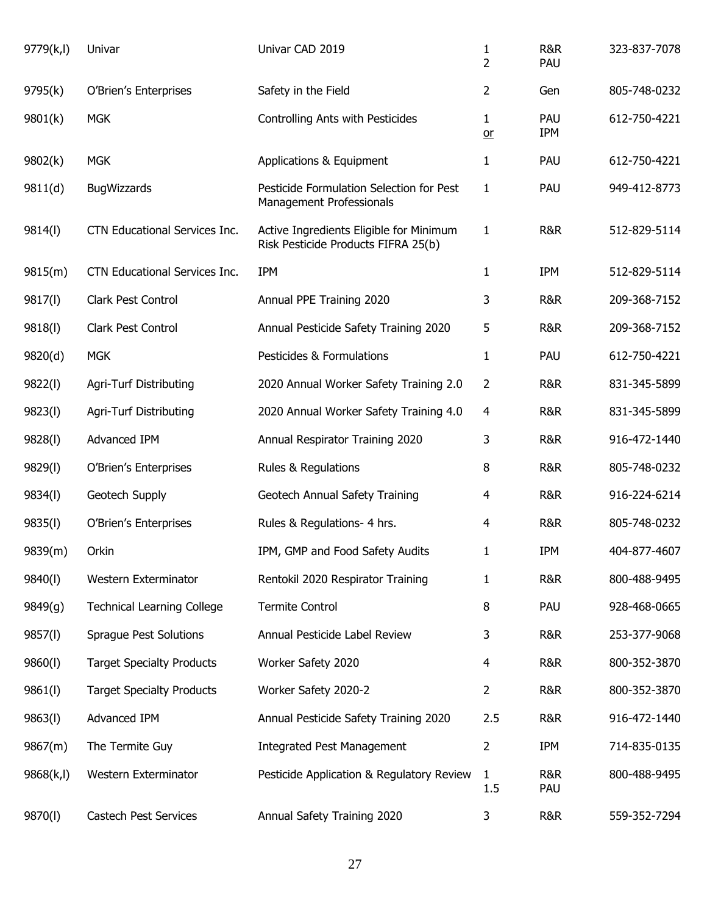| | | | | | |
|---|---|---|---|---|---|
| 9779(k,l) | Univar | Univar CAD 2019 | 1<br>2 | R&R<br>PAU | 323-837-7078 |
| 9795(k) | O'Brien's Enterprises | Safety in the Field | 2 | Gen | 805-748-0232 |
| 9801(k) | MGK | Controlling Ants with Pesticides | 1<br>or | PAU<br>IPM | 612-750-4221 |
| 9802(k) | MGK | Applications & Equipment | 1 | PAU | 612-750-4221 |
| 9811(d) | BugWizzards | Pesticide Formulation Selection for Pest Management Professionals | 1 | PAU | 949-412-8773 |
| 9814(l) | CTN Educational Services Inc. | Active Ingredients Eligible for Minimum Risk Pesticide Products FIFRA 25(b) | 1 | R&R | 512-829-5114 |
| 9815(m) | CTN Educational Services Inc. | IPM | 1 | IPM | 512-829-5114 |
| 9817(l) | Clark Pest Control | Annual PPE Training 2020 | 3 | R&R | 209-368-7152 |
| 9818(l) | Clark Pest Control | Annual Pesticide Safety Training 2020 | 5 | R&R | 209-368-7152 |
| 9820(d) | MGK | Pesticides & Formulations | 1 | PAU | 612-750-4221 |
| 9822(l) | Agri-Turf Distributing | 2020 Annual Worker Safety Training 2.0 | 2 | R&R | 831-345-5899 |
| 9823(l) | Agri-Turf Distributing | 2020 Annual Worker Safety Training 4.0 | 4 | R&R | 831-345-5899 |
| 9828(l) | Advanced IPM | Annual Respirator Training 2020 | 3 | R&R | 916-472-1440 |
| 9829(l) | O'Brien's Enterprises | Rules & Regulations | 8 | R&R | 805-748-0232 |
| 9834(l) | Geotech Supply | Geotech Annual Safety Training | 4 | R&R | 916-224-6214 |
| 9835(l) | O'Brien's Enterprises | Rules & Regulations- 4 hrs. | 4 | R&R | 805-748-0232 |
| 9839(m) | Orkin | IPM, GMP and Food Safety Audits | 1 | IPM | 404-877-4607 |
| 9840(l) | Western Exterminator | Rentokil 2020 Respirator Training | 1 | R&R | 800-488-9495 |
| 9849(g) | Technical Learning College | Termite Control | 8 | PAU | 928-468-0665 |
| 9857(l) | Sprague Pest Solutions | Annual Pesticide Label Review | 3 | R&R | 253-377-9068 |
| 9860(l) | Target Specialty Products | Worker Safety 2020 | 4 | R&R | 800-352-3870 |
| 9861(l) | Target Specialty Products | Worker Safety 2020-2 | 2 | R&R | 800-352-3870 |
| 9863(l) | Advanced IPM | Annual Pesticide Safety Training 2020 | 2.5 | R&R | 916-472-1440 |
| 9867(m) | The Termite Guy | Integrated Pest Management | 2 | IPM | 714-835-0135 |
| 9868(k,l) | Western Exterminator | Pesticide Application & Regulatory Review | 1<br>1.5 | R&R<br>PAU | 800-488-9495 |
| 9870(l) | Castech Pest Services | Annual Safety Training 2020 | 3 | R&R | 559-352-7294 |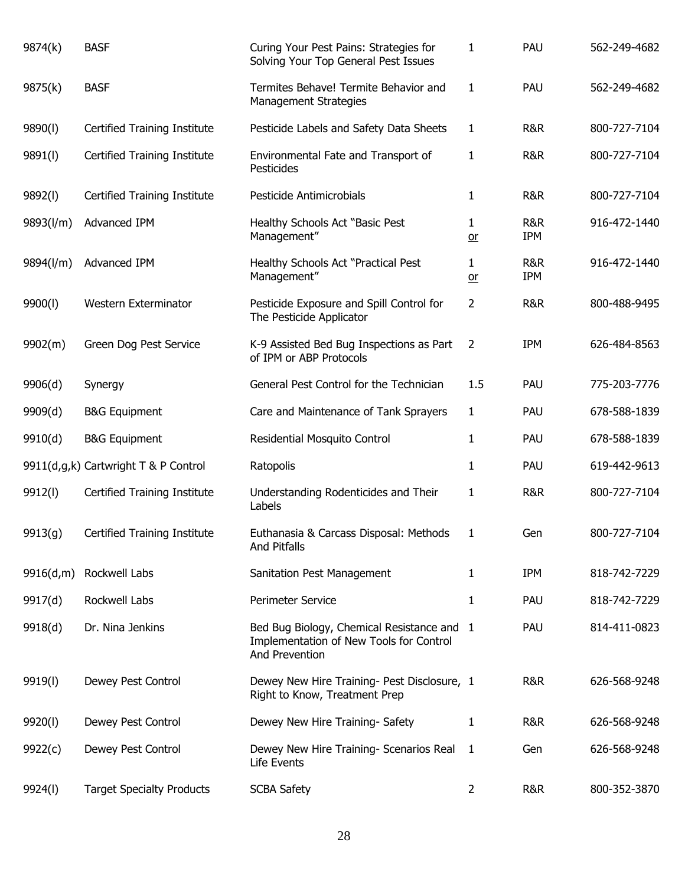| | | | | | |
|---|---|---|---|---|---|
| 9874(k) | BASF | Curing Your Pest Pains: Strategies for Solving Your Top General Pest Issues | 1 | PAU | 562-249-4682 |
| 9875(k) | BASF | Termites Behave! Termite Behavior and Management Strategies | 1 | PAU | 562-249-4682 |
| 9890(l) | Certified Training Institute | Pesticide Labels and Safety Data Sheets | 1 | R&R | 800-727-7104 |
| 9891(l) | Certified Training Institute | Environmental Fate and Transport of Pesticides | 1 | R&R | 800-727-7104 |
| 9892(l) | Certified Training Institute | Pesticide Antimicrobials | 1 | R&R | 800-727-7104 |
| 9893(l/m) | Advanced IPM | Healthy Schools Act "Basic Pest Management" | 1 or | R&R IPM | 916-472-1440 |
| 9894(l/m) | Advanced IPM | Healthy Schools Act "Practical Pest Management" | 1 or | R&R IPM | 916-472-1440 |
| 9900(l) | Western Exterminator | Pesticide Exposure and Spill Control for The Pesticide Applicator | 2 | R&R | 800-488-9495 |
| 9902(m) | Green Dog Pest Service | K-9 Assisted Bed Bug Inspections as Part of IPM or ABP Protocols | 2 | IPM | 626-484-8563 |
| 9906(d) | Synergy | General Pest Control for the Technician | 1.5 | PAU | 775-203-7776 |
| 9909(d) | B&G Equipment | Care and Maintenance of Tank Sprayers | 1 | PAU | 678-588-1839 |
| 9910(d) | B&G Equipment | Residential Mosquito Control | 1 | PAU | 678-588-1839 |
| 9911(d,g,k) | Cartwright T & P Control | Ratopolis | 1 | PAU | 619-442-9613 |
| 9912(l) | Certified Training Institute | Understanding Rodenticides and Their Labels | 1 | R&R | 800-727-7104 |
| 9913(g) | Certified Training Institute | Euthanasia & Carcass Disposal: Methods And Pitfalls | 1 | Gen | 800-727-7104 |
| 9916(d,m) | Rockwell Labs | Sanitation Pest Management | 1 | IPM | 818-742-7229 |
| 9917(d) | Rockwell Labs | Perimeter Service | 1 | PAU | 818-742-7229 |
| 9918(d) | Dr. Nina Jenkins | Bed Bug Biology, Chemical Resistance and Implementation of New Tools for Control And Prevention | 1 | PAU | 814-411-0823 |
| 9919(l) | Dewey Pest Control | Dewey New Hire Training- Pest Disclosure, Right to Know, Treatment Prep | 1 | R&R | 626-568-9248 |
| 9920(l) | Dewey Pest Control | Dewey New Hire Training- Safety | 1 | R&R | 626-568-9248 |
| 9922(c) | Dewey Pest Control | Dewey New Hire Training- Scenarios Real Life Events | 1 | Gen | 626-568-9248 |
| 9924(l) | Target Specialty Products | SCBA Safety | 2 | R&R | 800-352-3870 |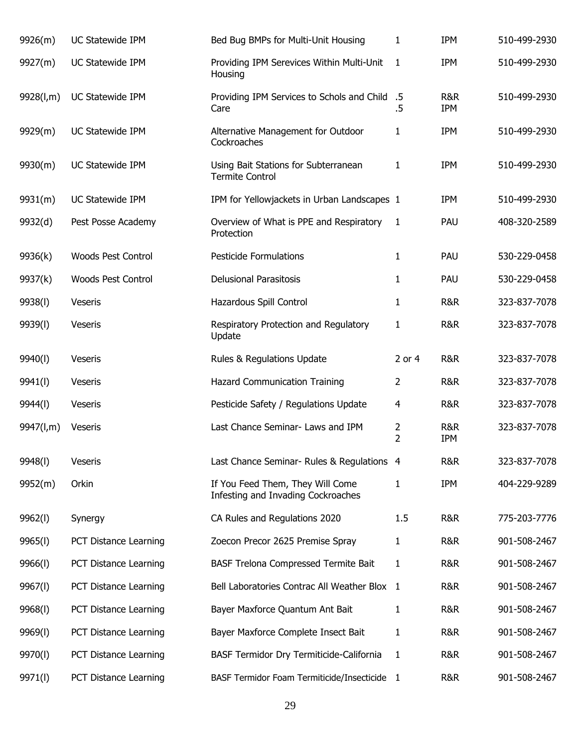| | | | | | |
|---|---|---|---|---|---|
| 9926(m) | UC Statewide IPM | Bed Bug BMPs for Multi-Unit Housing | 1 | IPM | 510-499-2930 |
| 9927(m) | UC Statewide IPM | Providing IPM Serevices Within Multi-Unit Housing | 1 | IPM | 510-499-2930 |
| 9928(l,m) | UC Statewide IPM | Providing IPM Services to Schols and Child Care | .5<br>.5 | R&R<br>IPM | 510-499-2930 |
| 9929(m) | UC Statewide IPM | Alternative Management for Outdoor Cockroaches | 1 | IPM | 510-499-2930 |
| 9930(m) | UC Statewide IPM | Using Bait Stations for Subterranean Termite Control | 1 | IPM | 510-499-2930 |
| 9931(m) | UC Statewide IPM | IPM for Yellowjackets in Urban Landscapes | 1 | IPM | 510-499-2930 |
| 9932(d) | Pest Posse Academy | Overview of What is PPE and Respiratory Protection | 1 | PAU | 408-320-2589 |
| 9936(k) | Woods Pest Control | Pesticide Formulations | 1 | PAU | 530-229-0458 |
| 9937(k) | Woods Pest Control | Delusional Parasitosis | 1 | PAU | 530-229-0458 |
| 9938(l) | Veseris | Hazardous Spill Control | 1 | R&R | 323-837-7078 |
| 9939(l) | Veseris | Respiratory Protection and Regulatory Update | 1 | R&R | 323-837-7078 |
| 9940(l) | Veseris | Rules & Regulations Update | 2 or 4 | R&R | 323-837-7078 |
| 9941(l) | Veseris | Hazard Communication Training | 2 | R&R | 323-837-7078 |
| 9944(l) | Veseris | Pesticide Safety / Regulations Update | 4 | R&R | 323-837-7078 |
| 9947(l,m) | Veseris | Last Chance Seminar- Laws and IPM | 2<br>2 | R&R<br>IPM | 323-837-7078 |
| 9948(l) | Veseris | Last Chance Seminar- Rules & Regulations | 4 | R&R | 323-837-7078 |
| 9952(m) | Orkin | If You Feed Them, They Will Come Infesting and Invading Cockroaches | 1 | IPM | 404-229-9289 |
| 9962(l) | Synergy | CA Rules and Regulations 2020 | 1.5 | R&R | 775-203-7776 |
| 9965(l) | PCT Distance Learning | Zoecon Precor 2625 Premise Spray | 1 | R&R | 901-508-2467 |
| 9966(l) | PCT Distance Learning | BASF Trelona Compressed Termite Bait | 1 | R&R | 901-508-2467 |
| 9967(l) | PCT Distance Learning | Bell Laboratories Contrac All Weather Blox | 1 | R&R | 901-508-2467 |
| 9968(l) | PCT Distance Learning | Bayer Maxforce Quantum Ant Bait | 1 | R&R | 901-508-2467 |
| 9969(l) | PCT Distance Learning | Bayer Maxforce Complete Insect Bait | 1 | R&R | 901-508-2467 |
| 9970(l) | PCT Distance Learning | BASF Termidor Dry Termiticide-California | 1 | R&R | 901-508-2467 |
| 9971(l) | PCT Distance Learning | BASF Termidor Foam Termiticide/Insecticide | 1 | R&R | 901-508-2467 |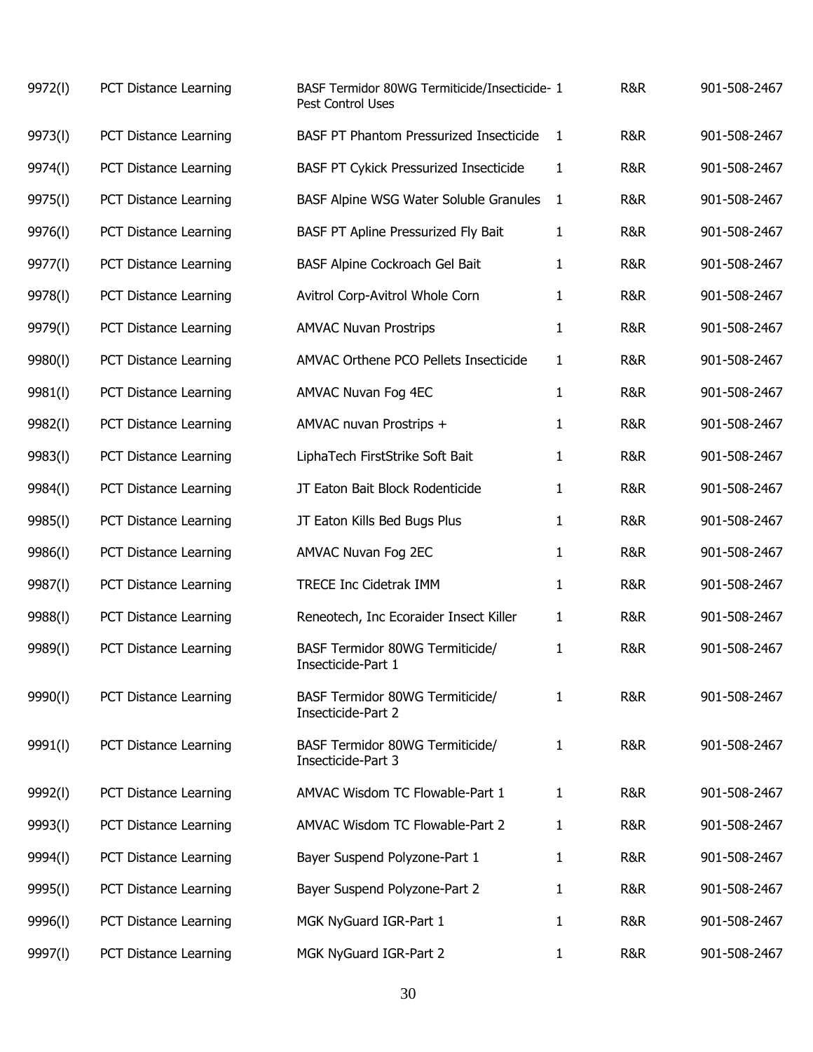| | | | | | |
|---|---|---|---|---|---|
| 9972(I) | PCT Distance Learning | BASF Termidor 80WG Termiticide/Insecticide-Pest Control Uses | 1 | R&R | 901-508-2467 |
| 9973(I) | PCT Distance Learning | BASF PT Phantom Pressurized Insecticide | 1 | R&R | 901-508-2467 |
| 9974(I) | PCT Distance Learning | BASF PT Cykick Pressurized Insecticide | 1 | R&R | 901-508-2467 |
| 9975(I) | PCT Distance Learning | BASF Alpine WSG Water Soluble Granules | 1 | R&R | 901-508-2467 |
| 9976(I) | PCT Distance Learning | BASF PT Apline Pressurized Fly Bait | 1 | R&R | 901-508-2467 |
| 9977(I) | PCT Distance Learning | BASF Alpine Cockroach Gel Bait | 1 | R&R | 901-508-2467 |
| 9978(I) | PCT Distance Learning | Avitrol Corp-Avitrol Whole Corn | 1 | R&R | 901-508-2467 |
| 9979(I) | PCT Distance Learning | AMVAC Nuvan Prostrips | 1 | R&R | 901-508-2467 |
| 9980(I) | PCT Distance Learning | AMVAC Orthene PCO Pellets Insecticide | 1 | R&R | 901-508-2467 |
| 9981(I) | PCT Distance Learning | AMVAC Nuvan Fog 4EC | 1 | R&R | 901-508-2467 |
| 9982(I) | PCT Distance Learning | AMVAC nuvan Prostrips + | 1 | R&R | 901-508-2467 |
| 9983(I) | PCT Distance Learning | LiphaTech FirstStrike Soft Bait | 1 | R&R | 901-508-2467 |
| 9984(I) | PCT Distance Learning | JT Eaton Bait Block Rodenticide | 1 | R&R | 901-508-2467 |
| 9985(I) | PCT Distance Learning | JT Eaton Kills Bed Bugs Plus | 1 | R&R | 901-508-2467 |
| 9986(I) | PCT Distance Learning | AMVAC Nuvan Fog 2EC | 1 | R&R | 901-508-2467 |
| 9987(I) | PCT Distance Learning | TRECE Inc Cidetrak IMM | 1 | R&R | 901-508-2467 |
| 9988(I) | PCT Distance Learning | Reneotech, Inc Ecoraider Insect Killer | 1 | R&R | 901-508-2467 |
| 9989(I) | PCT Distance Learning | BASF Termidor 80WG Termiticide/ Insecticide-Part 1 | 1 | R&R | 901-508-2467 |
| 9990(I) | PCT Distance Learning | BASF Termidor 80WG Termiticide/ Insecticide-Part 2 | 1 | R&R | 901-508-2467 |
| 9991(I) | PCT Distance Learning | BASF Termidor 80WG Termiticide/ Insecticide-Part 3 | 1 | R&R | 901-508-2467 |
| 9992(I) | PCT Distance Learning | AMVAC Wisdom TC Flowable-Part 1 | 1 | R&R | 901-508-2467 |
| 9993(I) | PCT Distance Learning | AMVAC Wisdom TC Flowable-Part 2 | 1 | R&R | 901-508-2467 |
| 9994(I) | PCT Distance Learning | Bayer Suspend Polyzone-Part 1 | 1 | R&R | 901-508-2467 |
| 9995(I) | PCT Distance Learning | Bayer Suspend Polyzone-Part 2 | 1 | R&R | 901-508-2467 |
| 9996(I) | PCT Distance Learning | MGK NyGuard IGR-Part 1 | 1 | R&R | 901-508-2467 |
| 9997(I) | PCT Distance Learning | MGK NyGuard IGR-Part 2 | 1 | R&R | 901-508-2467 |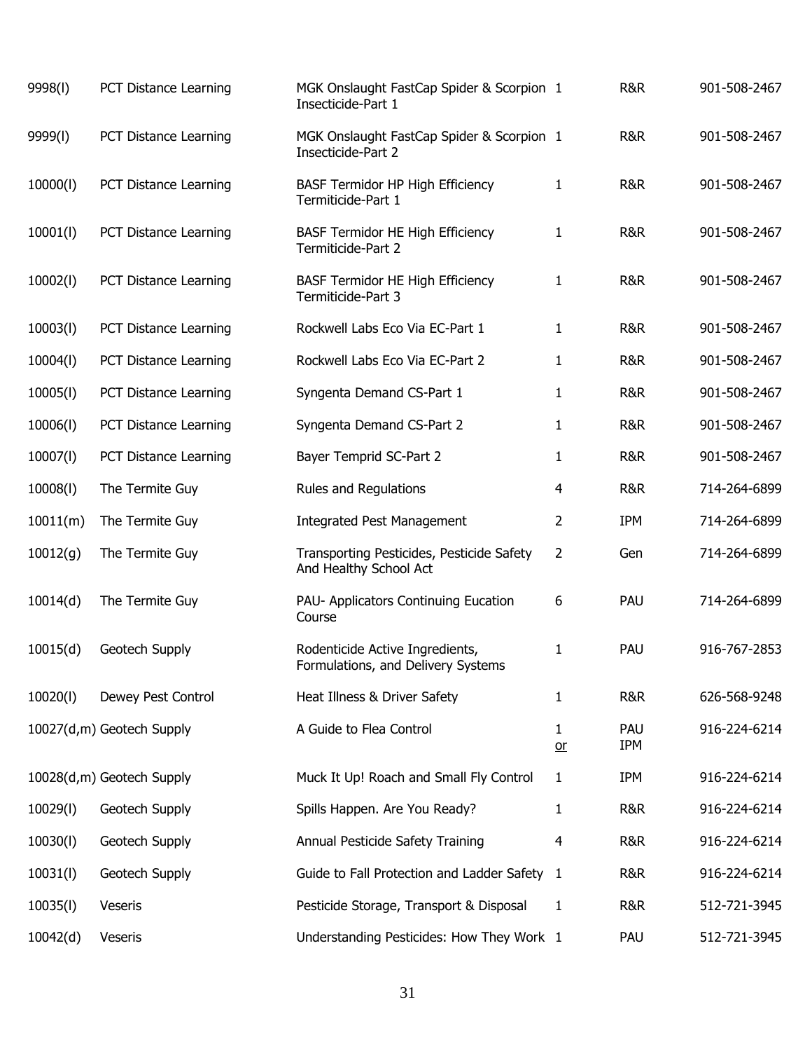| | | | | | |
|---|---|---|---|---|---|
| 9998(l) | PCT Distance Learning | MGK Onslaught FastCap Spider & Scorpion Insecticide-Part 1 | 1 | R&R | 901-508-2467 |
| 9999(l) | PCT Distance Learning | MGK Onslaught FastCap Spider & Scorpion Insecticide-Part 2 | 1 | R&R | 901-508-2467 |
| 10000(l) | PCT Distance Learning | BASF Termidor HP High Efficiency Termiticide-Part 1 | 1 | R&R | 901-508-2467 |
| 10001(l) | PCT Distance Learning | BASF Termidor HE High Efficiency Termiticide-Part 2 | 1 | R&R | 901-508-2467 |
| 10002(l) | PCT Distance Learning | BASF Termidor HE High Efficiency Termiticide-Part 3 | 1 | R&R | 901-508-2467 |
| 10003(l) | PCT Distance Learning | Rockwell Labs Eco Via EC-Part 1 | 1 | R&R | 901-508-2467 |
| 10004(l) | PCT Distance Learning | Rockwell Labs Eco Via EC-Part 2 | 1 | R&R | 901-508-2467 |
| 10005(l) | PCT Distance Learning | Syngenta Demand CS-Part 1 | 1 | R&R | 901-508-2467 |
| 10006(l) | PCT Distance Learning | Syngenta Demand CS-Part 2 | 1 | R&R | 901-508-2467 |
| 10007(l) | PCT Distance Learning | Bayer Temprid SC-Part 2 | 1 | R&R | 901-508-2467 |
| 10008(l) | The Termite Guy | Rules and Regulations | 4 | R&R | 714-264-6899 |
| 10011(m) | The Termite Guy | Integrated Pest Management | 2 | IPM | 714-264-6899 |
| 10012(g) | The Termite Guy | Transporting Pesticides, Pesticide Safety And Healthy School Act | 2 | Gen | 714-264-6899 |
| 10014(d) | The Termite Guy | PAU- Applicators Continuing Eucation Course | 6 | PAU | 714-264-6899 |
| 10015(d) | Geotech Supply | Rodenticide Active Ingredients, Formulations, and Delivery Systems | 1 | PAU | 916-767-2853 |
| 10020(l) | Dewey Pest Control | Heat Illness & Driver Safety | 1 | R&R | 626-568-9248 |
| 10027(d,m) | Geotech Supply | A Guide to Flea Control | 1 or | PAU IPM | 916-224-6214 |
| 10028(d,m) | Geotech Supply | Muck It Up! Roach and Small Fly Control | 1 | IPM | 916-224-6214 |
| 10029(l) | Geotech Supply | Spills Happen. Are You Ready? | 1 | R&R | 916-224-6214 |
| 10030(l) | Geotech Supply | Annual Pesticide Safety Training | 4 | R&R | 916-224-6214 |
| 10031(l) | Geotech Supply | Guide to Fall Protection and Ladder Safety | 1 | R&R | 916-224-6214 |
| 10035(l) | Veseris | Pesticide Storage, Transport & Disposal | 1 | R&R | 512-721-3945 |
| 10042(d) | Veseris | Understanding Pesticides: How They Work | 1 | PAU | 512-721-3945 |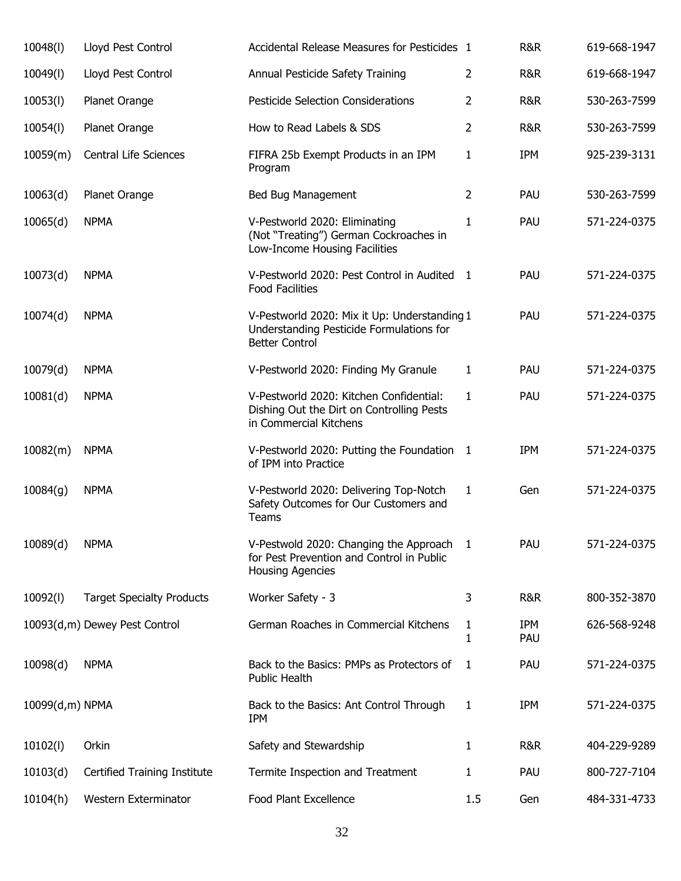| | | | | | |
|---|---|---|---|---|---|
| 10048(l) | Lloyd Pest Control | Accidental Release Measures for Pesticides | 1 | R&R | 619-668-1947 |
| 10049(l) | Lloyd Pest Control | Annual Pesticide Safety Training | 2 | R&R | 619-668-1947 |
| 10053(l) | Planet Orange | Pesticide Selection Considerations | 2 | R&R | 530-263-7599 |
| 10054(l) | Planet Orange | How to Read Labels & SDS | 2 | R&R | 530-263-7599 |
| 10059(m) | Central Life Sciences | FIFRA 25b Exempt Products in an IPM Program | 1 | IPM | 925-239-3131 |
| 10063(d) | Planet Orange | Bed Bug Management | 2 | PAU | 530-263-7599 |
| 10065(d) | NPMA | V-Pestworld 2020: Eliminating (Not "Treating") German Cockroaches in Low-Income Housing Facilities | 1 | PAU | 571-224-0375 |
| 10073(d) | NPMA | V-Pestworld 2020: Pest Control in Audited Food Facilities | 1 | PAU | 571-224-0375 |
| 10074(d) | NPMA | V-Pestworld 2020: Mix it Up: Understanding Understanding Pesticide Formulations for Better Control | 1 | PAU | 571-224-0375 |
| 10079(d) | NPMA | V-Pestworld 2020: Finding My Granule | 1 | PAU | 571-224-0375 |
| 10081(d) | NPMA | V-Pestworld 2020: Kitchen Confidential: Dishing Out the Dirt on Controlling Pests in Commercial Kitchens | 1 | PAU | 571-224-0375 |
| 10082(m) | NPMA | V-Pestworld 2020: Putting the Foundation of IPM into Practice | 1 | IPM | 571-224-0375 |
| 10084(g) | NPMA | V-Pestworld 2020: Delivering Top-Notch Safety Outcomes for Our Customers and Teams | 1 | Gen | 571-224-0375 |
| 10089(d) | NPMA | V-Pestwold 2020: Changing the Approach for Pest Prevention and Control in Public Housing Agencies | 1 | PAU | 571-224-0375 |
| 10092(l) | Target Specialty Products | Worker Safety - 3 | 3 | R&R | 800-352-3870 |
| 10093(d,m) | Dewey Pest Control | German Roaches in Commercial Kitchens | 1<br>1 | IPM<br>PAU | 626-568-9248 |
| 10098(d) | NPMA | Back to the Basics: PMPs as Protectors of Public Health | 1 | PAU | 571-224-0375 |
| 10099(d,m) | NPMA | Back to the Basics: Ant Control Through IPM | 1 | IPM | 571-224-0375 |
| 10102(l) | Orkin | Safety and Stewardship | 1 | R&R | 404-229-9289 |
| 10103(d) | Certified Training Institute | Termite Inspection and Treatment | 1 | PAU | 800-727-7104 |
| 10104(h) | Western Exterminator | Food Plant Excellence | 1.5 | Gen | 484-331-4733 |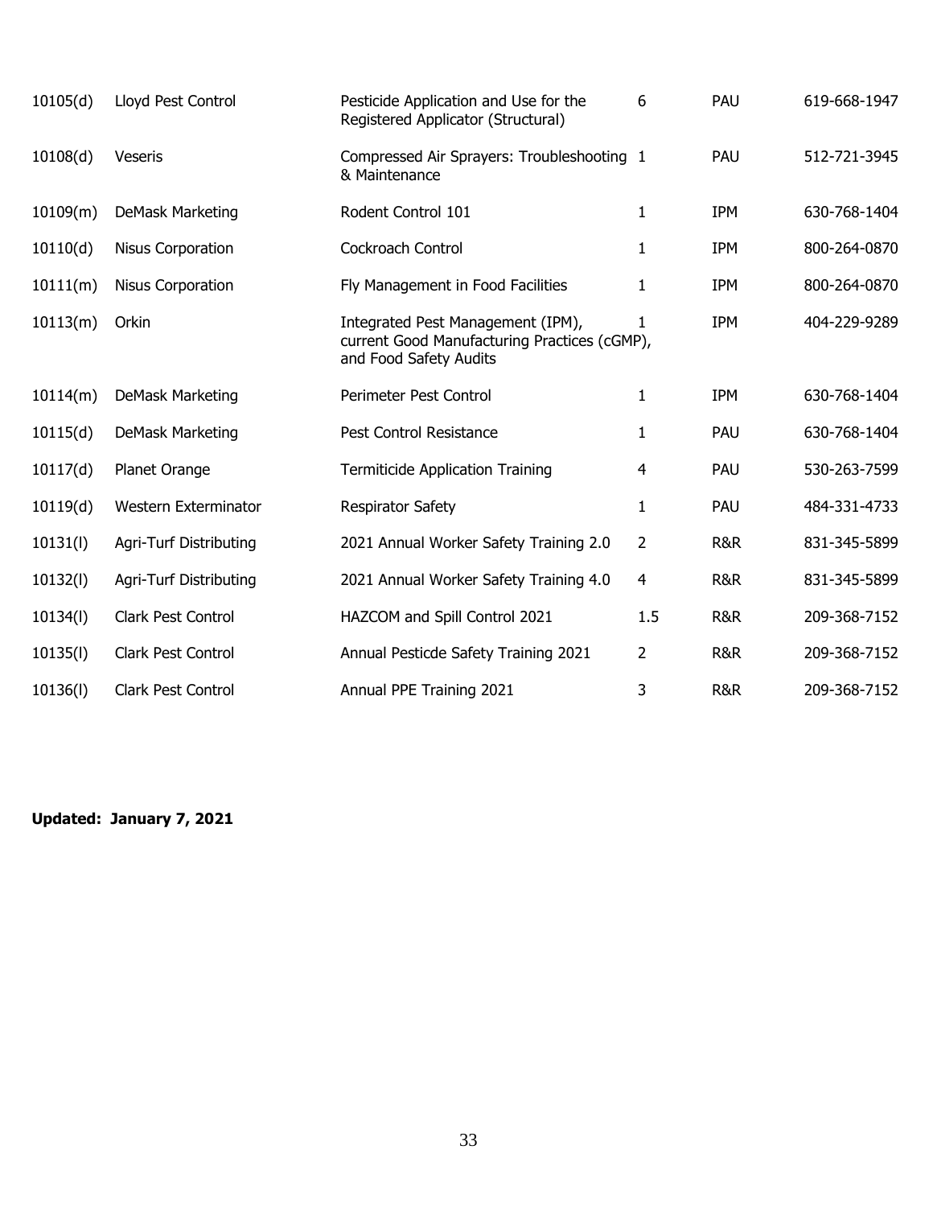| | | | | | |
|---|---|---|---|---|---|
| 10105(d) | Lloyd Pest Control | Pesticide Application and Use for the Registered Applicator (Structural) | 6 | PAU | 619-668-1947 |
| 10108(d) | Veseris | Compressed Air Sprayers: Troubleshooting & Maintenance | 1 | PAU | 512-721-3945 |
| 10109(m) | DeMask Marketing | Rodent Control 101 | 1 | IPM | 630-768-1404 |
| 10110(d) | Nisus Corporation | Cockroach Control | 1 | IPM | 800-264-0870 |
| 10111(m) | Nisus Corporation | Fly Management in Food Facilities | 1 | IPM | 800-264-0870 |
| 10113(m) | Orkin | Integrated Pest Management (IPM), current Good Manufacturing Practices (cGMP), and Food Safety Audits | 1 | IPM | 404-229-9289 |
| 10114(m) | DeMask Marketing | Perimeter Pest Control | 1 | IPM | 630-768-1404 |
| 10115(d) | DeMask Marketing | Pest Control Resistance | 1 | PAU | 630-768-1404 |
| 10117(d) | Planet Orange | Termiticide Application Training | 4 | PAU | 530-263-7599 |
| 10119(d) | Western Exterminator | Respirator Safety | 1 | PAU | 484-331-4733 |
| 10131(l) | Agri-Turf Distributing | 2021 Annual Worker Safety Training 2.0 | 2 | R&R | 831-345-5899 |
| 10132(l) | Agri-Turf Distributing | 2021 Annual Worker Safety Training 4.0 | 4 | R&R | 831-345-5899 |
| 10134(l) | Clark Pest Control | HAZCOM and Spill Control 2021 | 1.5 | R&R | 209-368-7152 |
| 10135(l) | Clark Pest Control | Annual Pesticde Safety Training 2021 | 2 | R&R | 209-368-7152 |
| 10136(l) | Clark Pest Control | Annual PPE Training 2021 | 3 | R&R | 209-368-7152 |

**Updated: January 7, 2021**